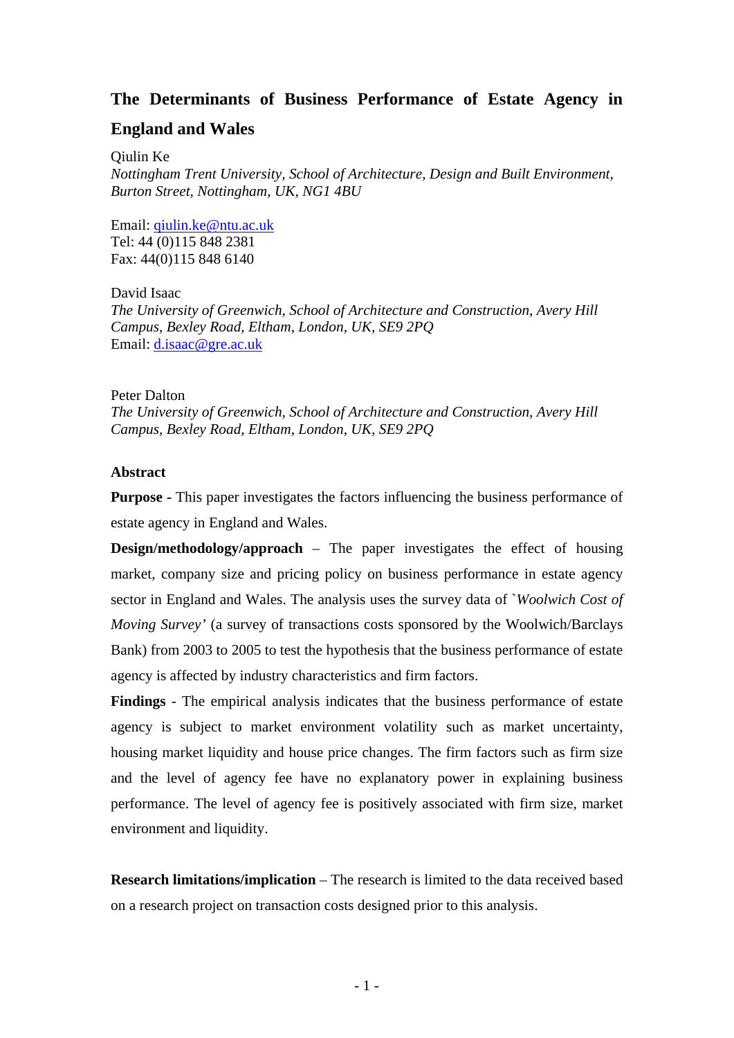# The Determinants of Business Performance of Estate Agency in England and Wales

Qiulin Ke
*Nottingham Trent University, School of Architecture, Design and Built Environment, Burton Street, Nottingham, UK, NG1 4BU*

Email: qiulin.ke@ntu.ac.uk
Tel: 44 (0)115 848 2381
Fax: 44(0)115 848 6140

David Isaac
*The University of Greenwich, School of Architecture and Construction, Avery Hill Campus, Bexley Road, Eltham, London, UK, SE9 2PQ*
Email: d.isaac@gre.ac.uk

Peter Dalton
*The University of Greenwich, School of Architecture and Construction, Avery Hill Campus, Bexley Road, Eltham, London, UK, SE9 2PQ*

## Abstract

**Purpose -** This paper investigates the factors influencing the business performance of estate agency in England and Wales.

**Design/methodology/approach** – The paper investigates the effect of housing market, company size and pricing policy on business performance in estate agency sector in England and Wales. The analysis uses the survey data of `*Woolwich Cost of Moving Survey'* (a survey of transactions costs sponsored by the Woolwich/Barclays Bank) from 2003 to 2005 to test the hypothesis that the business performance of estate agency is affected by industry characteristics and firm factors.

**Findings** - The empirical analysis indicates that the business performance of estate agency is subject to market environment volatility such as market uncertainty, housing market liquidity and house price changes. The firm factors such as firm size and the level of agency fee have no explanatory power in explaining business performance. The level of agency fee is positively associated with firm size, market environment and liquidity.

**Research limitations/implication** – The research is limited to the data received based on a research project on transaction costs designed prior to this analysis.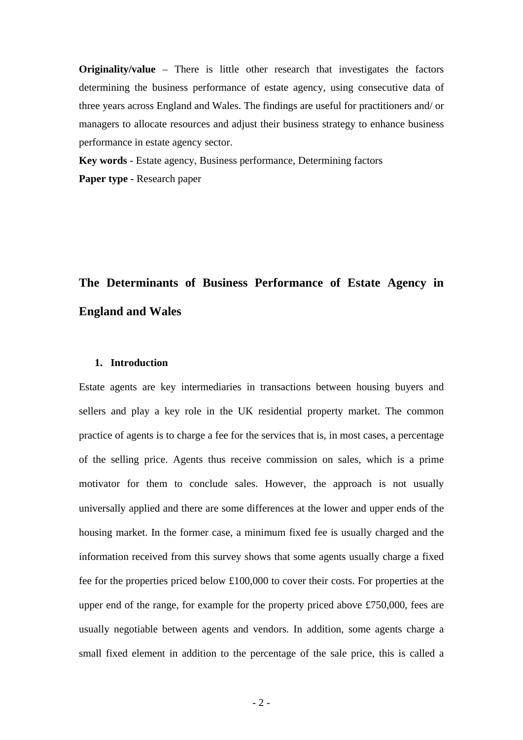**Originality/value** – There is little other research that investigates the factors determining the business performance of estate agency, using consecutive data of three years across England and Wales. The findings are useful for practitioners and/ or managers to allocate resources and adjust their business strategy to enhance business performance in estate agency sector.

**Key words** - Estate agency, Business performance, Determining factors

**Paper type** - Research paper

# The Determinants of Business Performance of Estate Agency in England and Wales

## 1. Introduction

Estate agents are key intermediaries in transactions between housing buyers and sellers and play a key role in the UK residential property market. The common practice of agents is to charge a fee for the services that is, in most cases, a percentage of the selling price. Agents thus receive commission on sales, which is a prime motivator for them to conclude sales. However, the approach is not usually universally applied and there are some differences at the lower and upper ends of the housing market. In the former case, a minimum fixed fee is usually charged and the information received from this survey shows that some agents usually charge a fixed fee for the properties priced below £100,000 to cover their costs. For properties at the upper end of the range, for example for the property priced above £750,000, fees are usually negotiable between agents and vendors. In addition, some agents charge a small fixed element in addition to the percentage of the sale price, this is called a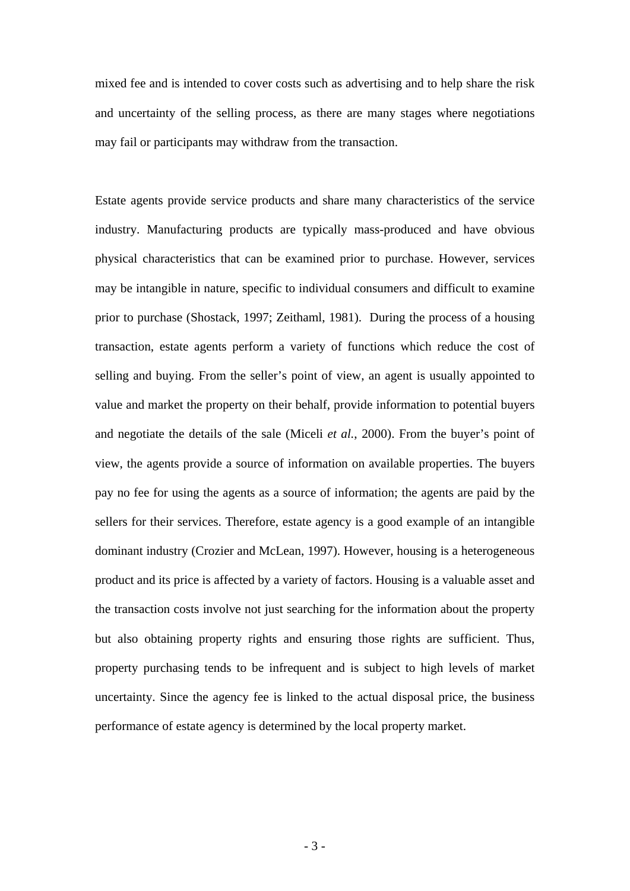mixed fee and is intended to cover costs such as advertising and to help share the risk and uncertainty of the selling process, as there are many stages where negotiations may fail or participants may withdraw from the transaction.

Estate agents provide service products and share many characteristics of the service industry. Manufacturing products are typically mass-produced and have obvious physical characteristics that can be examined prior to purchase. However, services may be intangible in nature, specific to individual consumers and difficult to examine prior to purchase (Shostack, 1997; Zeithaml, 1981). During the process of a housing transaction, estate agents perform a variety of functions which reduce the cost of selling and buying. From the seller's point of view, an agent is usually appointed to value and market the property on their behalf, provide information to potential buyers and negotiate the details of the sale (Miceli *et al.*, 2000). From the buyer's point of view, the agents provide a source of information on available properties. The buyers pay no fee for using the agents as a source of information; the agents are paid by the sellers for their services. Therefore, estate agency is a good example of an intangible dominant industry (Crozier and McLean, 1997). However, housing is a heterogeneous product and its price is affected by a variety of factors. Housing is a valuable asset and the transaction costs involve not just searching for the information about the property but also obtaining property rights and ensuring those rights are sufficient. Thus, property purchasing tends to be infrequent and is subject to high levels of market uncertainty. Since the agency fee is linked to the actual disposal price, the business performance of estate agency is determined by the local property market.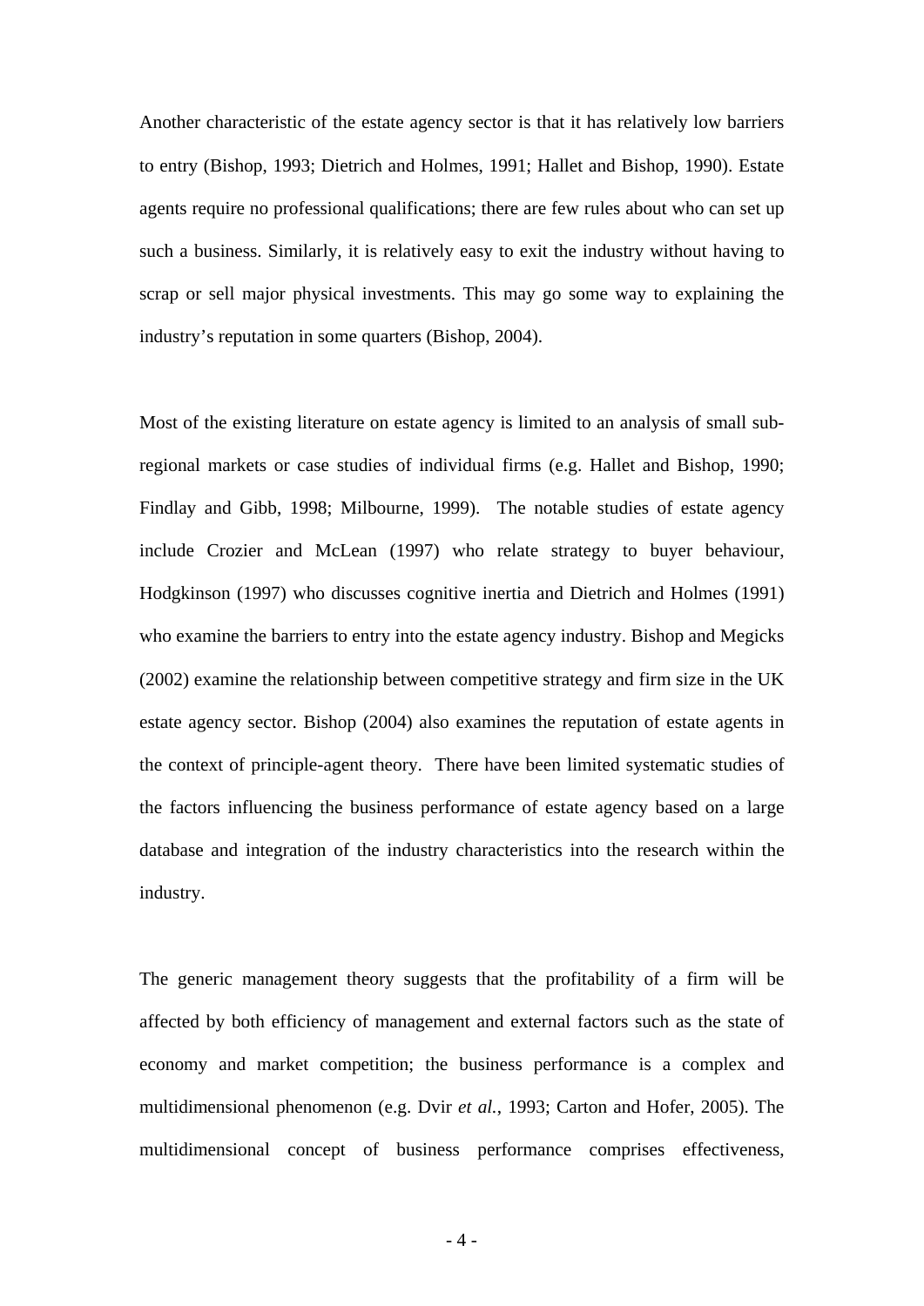Another characteristic of the estate agency sector is that it has relatively low barriers to entry (Bishop, 1993; Dietrich and Holmes, 1991; Hallet and Bishop, 1990). Estate agents require no professional qualifications; there are few rules about who can set up such a business. Similarly, it is relatively easy to exit the industry without having to scrap or sell major physical investments. This may go some way to explaining the industry's reputation in some quarters (Bishop, 2004).

Most of the existing literature on estate agency is limited to an analysis of small sub-regional markets or case studies of individual firms (e.g. Hallet and Bishop, 1990; Findlay and Gibb, 1998; Milbourne, 1999). The notable studies of estate agency include Crozier and McLean (1997) who relate strategy to buyer behaviour, Hodgkinson (1997) who discusses cognitive inertia and Dietrich and Holmes (1991) who examine the barriers to entry into the estate agency industry. Bishop and Megicks (2002) examine the relationship between competitive strategy and firm size in the UK estate agency sector. Bishop (2004) also examines the reputation of estate agents in the context of principle-agent theory. There have been limited systematic studies of the factors influencing the business performance of estate agency based on a large database and integration of the industry characteristics into the research within the industry.

The generic management theory suggests that the profitability of a firm will be affected by both efficiency of management and external factors such as the state of economy and market competition; the business performance is a complex and multidimensional phenomenon (e.g. Dvir *et al.*, 1993; Carton and Hofer, 2005). The multidimensional concept of business performance comprises effectiveness,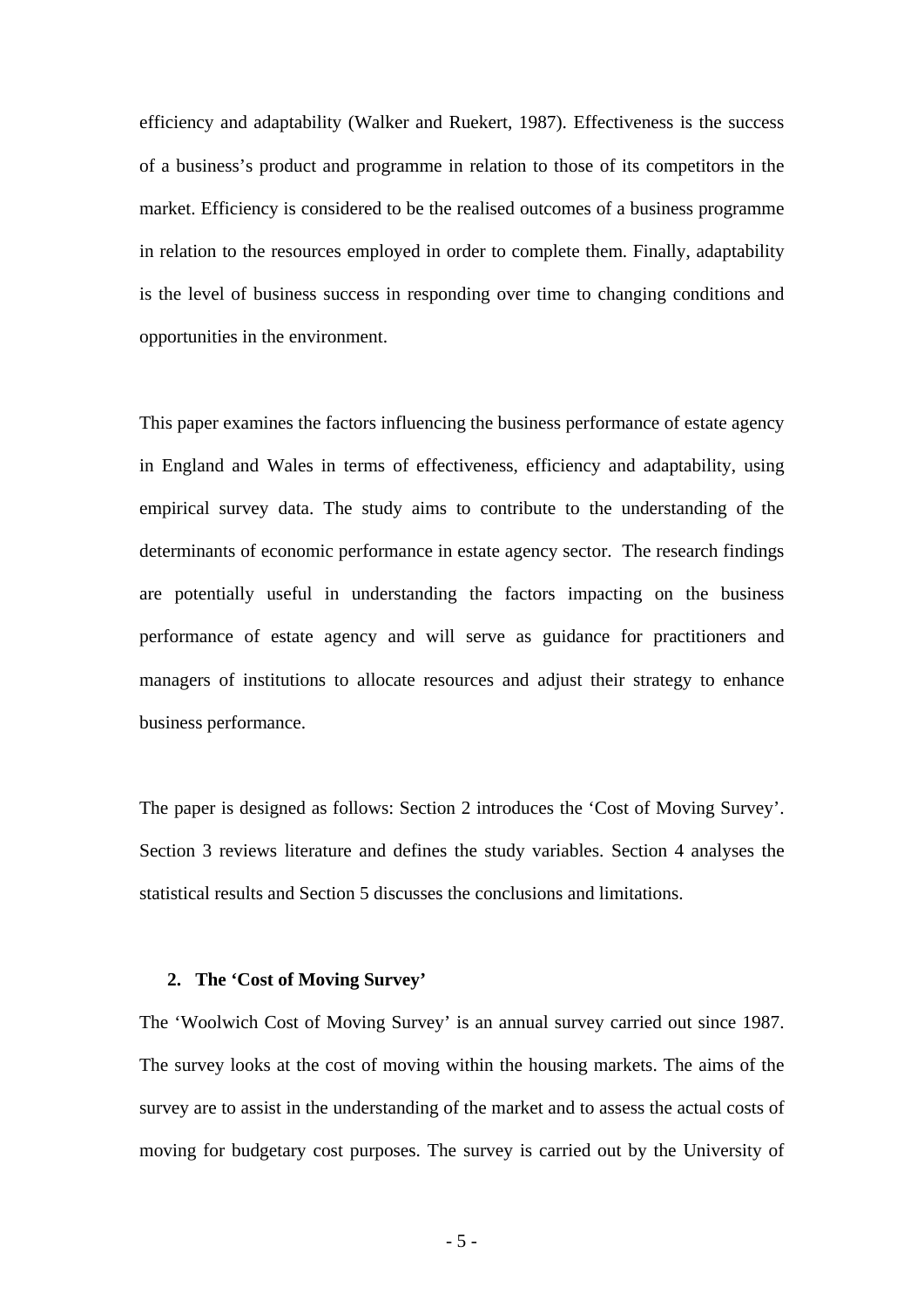efficiency and adaptability (Walker and Ruekert, 1987). Effectiveness is the success of a business's product and programme in relation to those of its competitors in the market. Efficiency is considered to be the realised outcomes of a business programme in relation to the resources employed in order to complete them. Finally, adaptability is the level of business success in responding over time to changing conditions and opportunities in the environment.

This paper examines the factors influencing the business performance of estate agency in England and Wales in terms of effectiveness, efficiency and adaptability, using empirical survey data. The study aims to contribute to the understanding of the determinants of economic performance in estate agency sector. The research findings are potentially useful in understanding the factors impacting on the business performance of estate agency and will serve as guidance for practitioners and managers of institutions to allocate resources and adjust their strategy to enhance business performance.

The paper is designed as follows: Section 2 introduces the 'Cost of Moving Survey'. Section 3 reviews literature and defines the study variables. Section 4 analyses the statistical results and Section 5 discusses the conclusions and limitations.

## 2. The 'Cost of Moving Survey'

The 'Woolwich Cost of Moving Survey' is an annual survey carried out since 1987. The survey looks at the cost of moving within the housing markets. The aims of the survey are to assist in the understanding of the market and to assess the actual costs of moving for budgetary cost purposes. The survey is carried out by the University of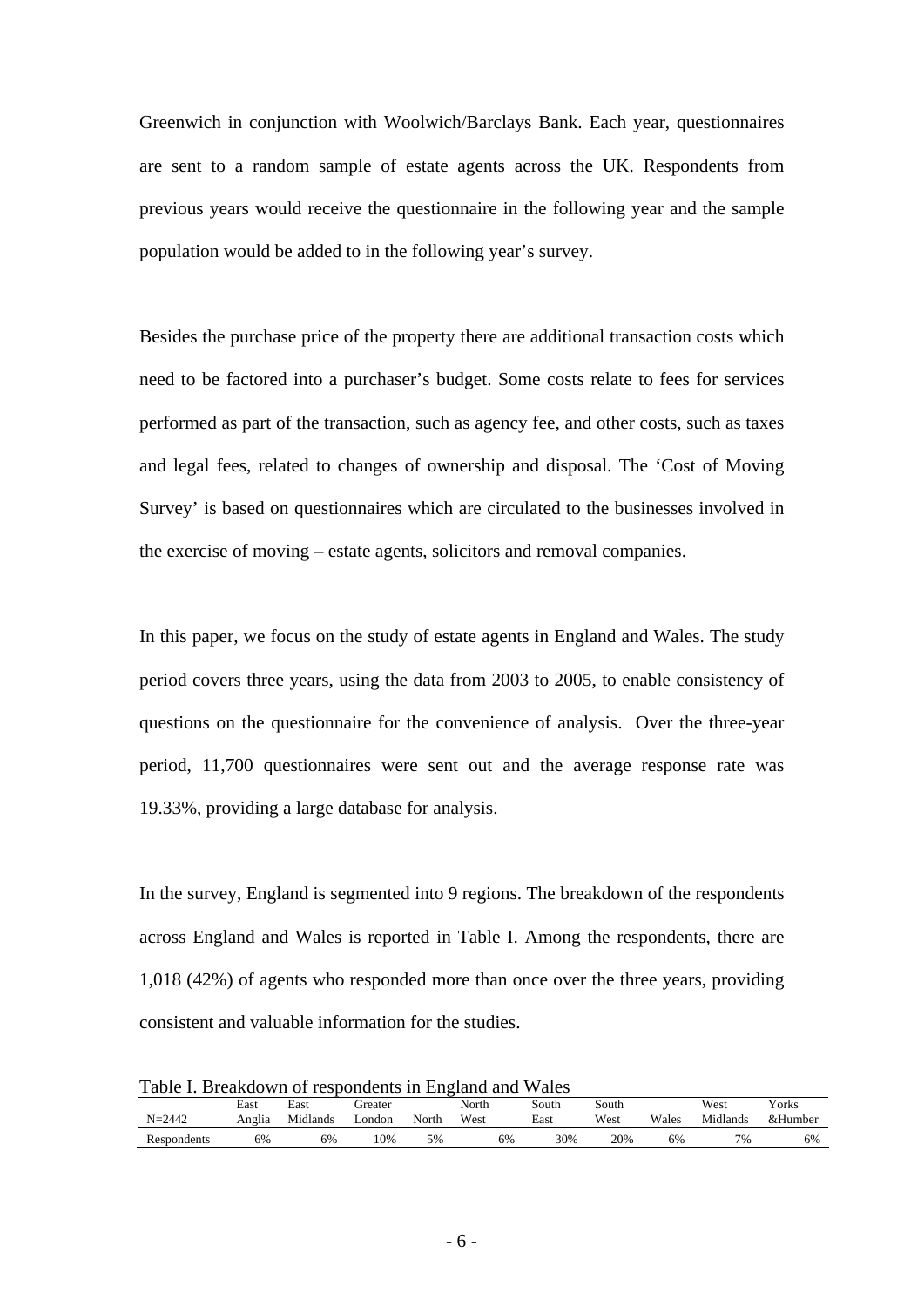Greenwich in conjunction with Woolwich/Barclays Bank. Each year, questionnaires are sent to a random sample of estate agents across the UK. Respondents from previous years would receive the questionnaire in the following year and the sample population would be added to in the following year's survey.

Besides the purchase price of the property there are additional transaction costs which need to be factored into a purchaser's budget. Some costs relate to fees for services performed as part of the transaction, such as agency fee, and other costs, such as taxes and legal fees, related to changes of ownership and disposal. The 'Cost of Moving Survey' is based on questionnaires which are circulated to the businesses involved in the exercise of moving – estate agents, solicitors and removal companies.

In this paper, we focus on the study of estate agents in England and Wales. The study period covers three years, using the data from 2003 to 2005, to enable consistency of questions on the questionnaire for the convenience of analysis. Over the three-year period, 11,700 questionnaires were sent out and the average response rate was 19.33%, providing a large database for analysis.

In the survey, England is segmented into 9 regions. The breakdown of the respondents across England and Wales is reported in Table I. Among the respondents, there are 1,018 (42%) of agents who responded more than once over the three years, providing consistent and valuable information for the studies.

Table I. Breakdown of respondents in England and Wales

| N=2442 | East Anglia | East Midlands | Greater London | North | North West | South East | South West | Wales | West Midlands | Yorks &Humber |
|---|---|---|---|---|---|---|---|---|---|---|
| Respondents | 6% | 6% | 10% | 5% | 6% | 30% | 20% | 6% | 7% | 6% |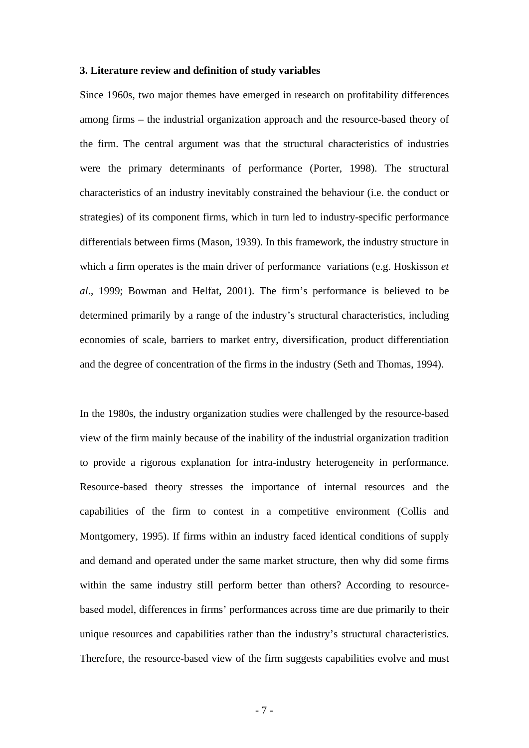**3. Literature review and definition of study variables**

Since 1960s, two major themes have emerged in research on profitability differences among firms – the industrial organization approach and the resource-based theory of the firm. The central argument was that the structural characteristics of industries were the primary determinants of performance (Porter, 1998). The structural characteristics of an industry inevitably constrained the behaviour (i.e. the conduct or strategies) of its component firms, which in turn led to industry-specific performance differentials between firms (Mason, 1939). In this framework, the industry structure in which a firm operates is the main driver of performance variations (e.g. Hoskisson *et al*., 1999; Bowman and Helfat, 2001). The firm's performance is believed to be determined primarily by a range of the industry's structural characteristics, including economies of scale, barriers to market entry, diversification, product differentiation and the degree of concentration of the firms in the industry (Seth and Thomas, 1994).

In the 1980s, the industry organization studies were challenged by the resource-based view of the firm mainly because of the inability of the industrial organization tradition to provide a rigorous explanation for intra-industry heterogeneity in performance. Resource-based theory stresses the importance of internal resources and the capabilities of the firm to contest in a competitive environment (Collis and Montgomery, 1995). If firms within an industry faced identical conditions of supply and demand and operated under the same market structure, then why did some firms within the same industry still perform better than others? According to resource-based model, differences in firms' performances across time are due primarily to their unique resources and capabilities rather than the industry's structural characteristics. Therefore, the resource-based view of the firm suggests capabilities evolve and must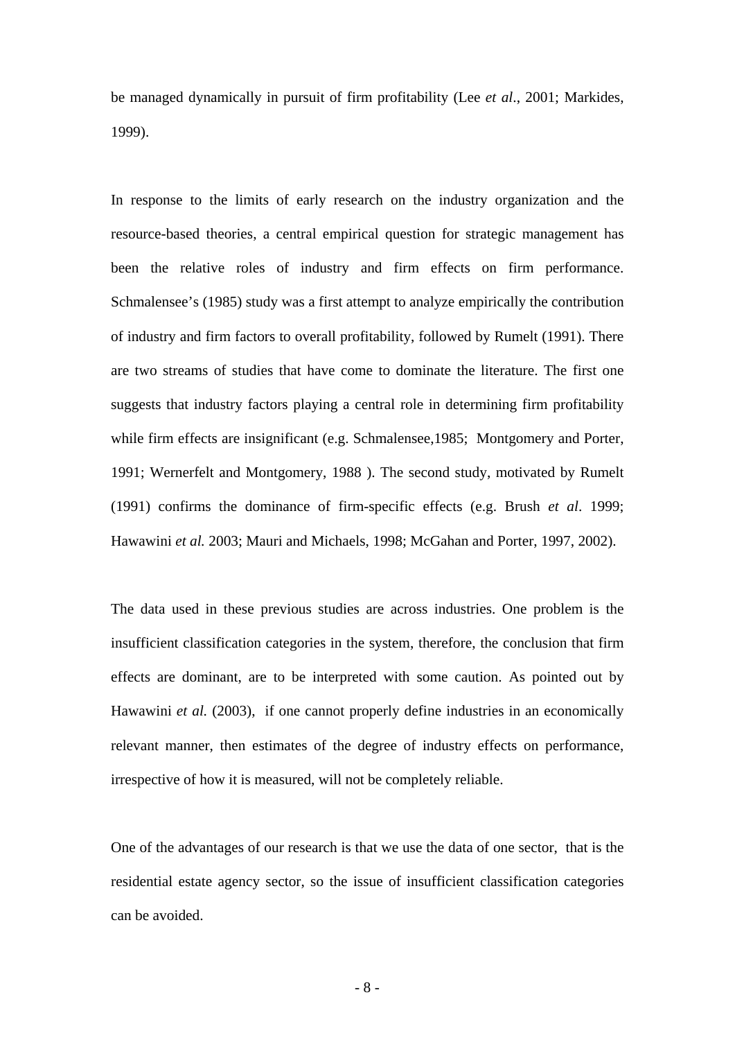be managed dynamically in pursuit of firm profitability (Lee *et al*., 2001; Markides, 1999).

In response to the limits of early research on the industry organization and the resource-based theories, a central empirical question for strategic management has been the relative roles of industry and firm effects on firm performance. Schmalensee's (1985) study was a first attempt to analyze empirically the contribution of industry and firm factors to overall profitability, followed by Rumelt (1991). There are two streams of studies that have come to dominate the literature. The first one suggests that industry factors playing a central role in determining firm profitability while firm effects are insignificant (e.g. Schmalensee,1985; Montgomery and Porter, 1991; Wernerfelt and Montgomery, 1988 ). The second study, motivated by Rumelt (1991) confirms the dominance of firm-specific effects (e.g. Brush *et al*. 1999; Hawawini *et al.* 2003; Mauri and Michaels, 1998; McGahan and Porter, 1997, 2002).

The data used in these previous studies are across industries. One problem is the insufficient classification categories in the system, therefore, the conclusion that firm effects are dominant, are to be interpreted with some caution. As pointed out by Hawawini *et al.* (2003), if one cannot properly define industries in an economically relevant manner, then estimates of the degree of industry effects on performance, irrespective of how it is measured, will not be completely reliable.

One of the advantages of our research is that we use the data of one sector, that is the residential estate agency sector, so the issue of insufficient classification categories can be avoided.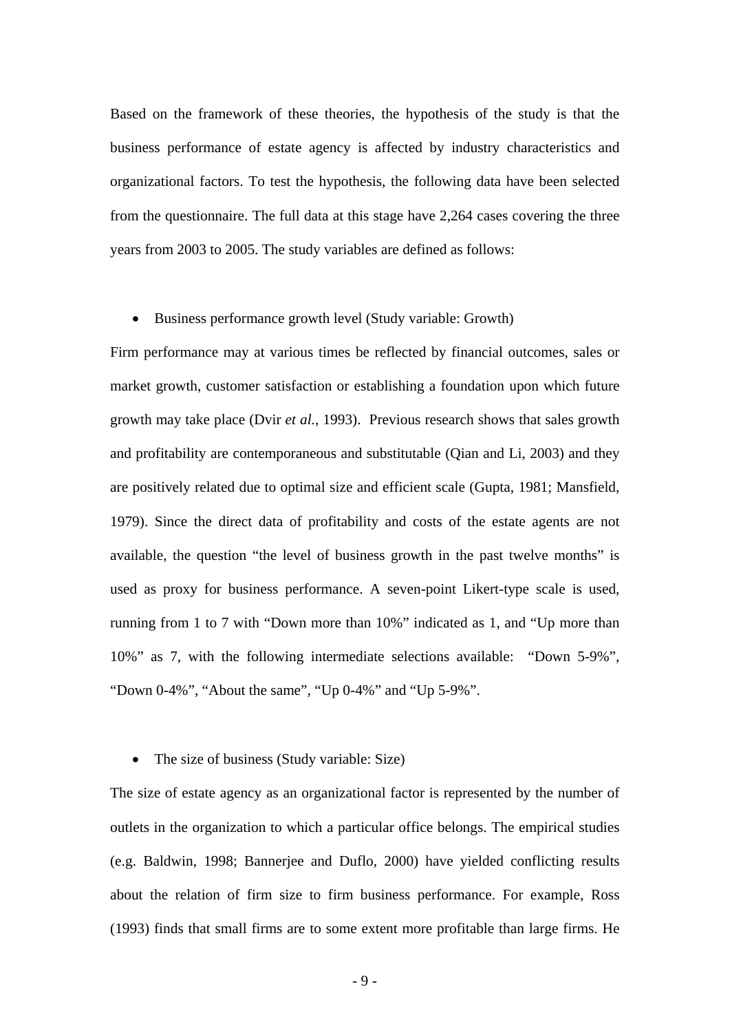Based on the framework of these theories, the hypothesis of the study is that the business performance of estate agency is affected by industry characteristics and organizational factors. To test the hypothesis, the following data have been selected from the questionnaire. The full data at this stage have 2,264 cases covering the three years from 2003 to 2005. The study variables are defined as follows:

- Business performance growth level (Study variable: Growth)

Firm performance may at various times be reflected by financial outcomes, sales or market growth, customer satisfaction or establishing a foundation upon which future growth may take place (Dvir *et al.*, 1993). Previous research shows that sales growth and profitability are contemporaneous and substitutable (Qian and Li, 2003) and they are positively related due to optimal size and efficient scale (Gupta, 1981; Mansfield, 1979). Since the direct data of profitability and costs of the estate agents are not available, the question "the level of business growth in the past twelve months" is used as proxy for business performance. A seven-point Likert-type scale is used, running from 1 to 7 with "Down more than 10%" indicated as 1, and "Up more than 10%" as 7, with the following intermediate selections available: "Down 5-9%", "Down 0-4%", "About the same", "Up 0-4%" and "Up 5-9%".

- The size of business (Study variable: Size)

The size of estate agency as an organizational factor is represented by the number of outlets in the organization to which a particular office belongs. The empirical studies (e.g. Baldwin, 1998; Bannerjee and Duflo, 2000) have yielded conflicting results about the relation of firm size to firm business performance. For example, Ross (1993) finds that small firms are to some extent more profitable than large firms. He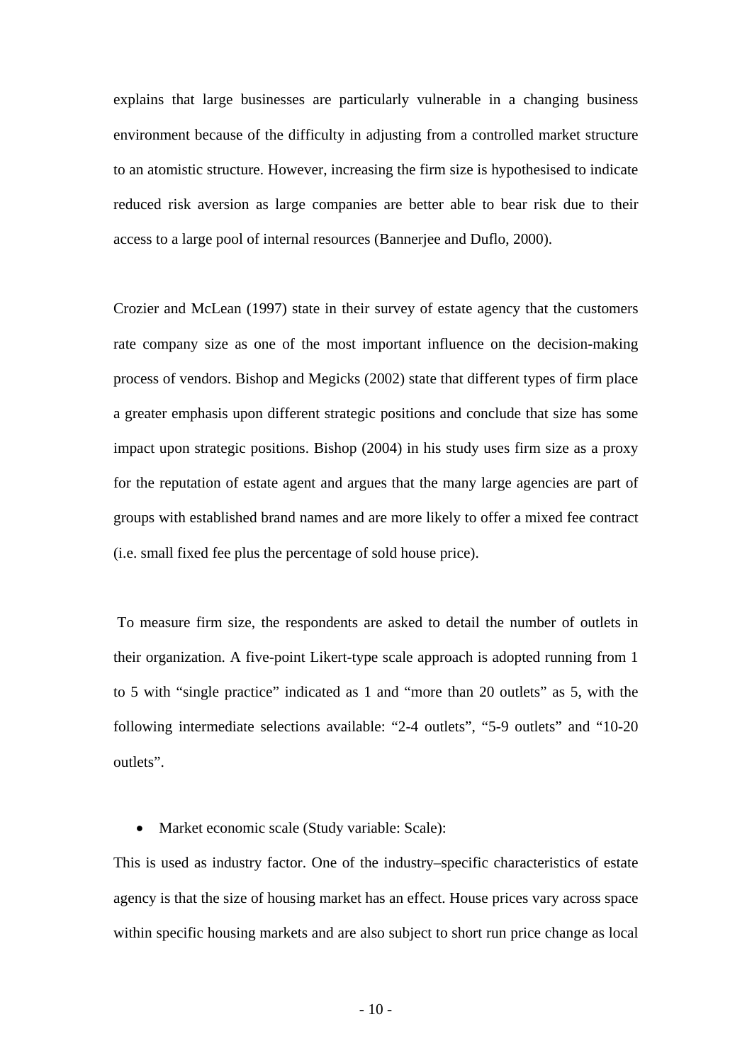explains that large businesses are particularly vulnerable in a changing business environment because of the difficulty in adjusting from a controlled market structure to an atomistic structure. However, increasing the firm size is hypothesised to indicate reduced risk aversion as large companies are better able to bear risk due to their access to a large pool of internal resources (Bannerjee and Duflo, 2000).

Crozier and McLean (1997) state in their survey of estate agency that the customers rate company size as one of the most important influence on the decision-making process of vendors. Bishop and Megicks (2002) state that different types of firm place a greater emphasis upon different strategic positions and conclude that size has some impact upon strategic positions. Bishop (2004) in his study uses firm size as a proxy for the reputation of estate agent and argues that the many large agencies are part of groups with established brand names and are more likely to offer a mixed fee contract (i.e. small fixed fee plus the percentage of sold house price).

To measure firm size, the respondents are asked to detail the number of outlets in their organization. A five-point Likert-type scale approach is adopted running from 1 to 5 with "single practice" indicated as 1 and "more than 20 outlets" as 5, with the following intermediate selections available: "2-4 outlets", "5-9 outlets" and "10-20 outlets".

- Market economic scale (Study variable: Scale):

This is used as industry factor. One of the industry–specific characteristics of estate agency is that the size of housing market has an effect. House prices vary across space within specific housing markets and are also subject to short run price change as local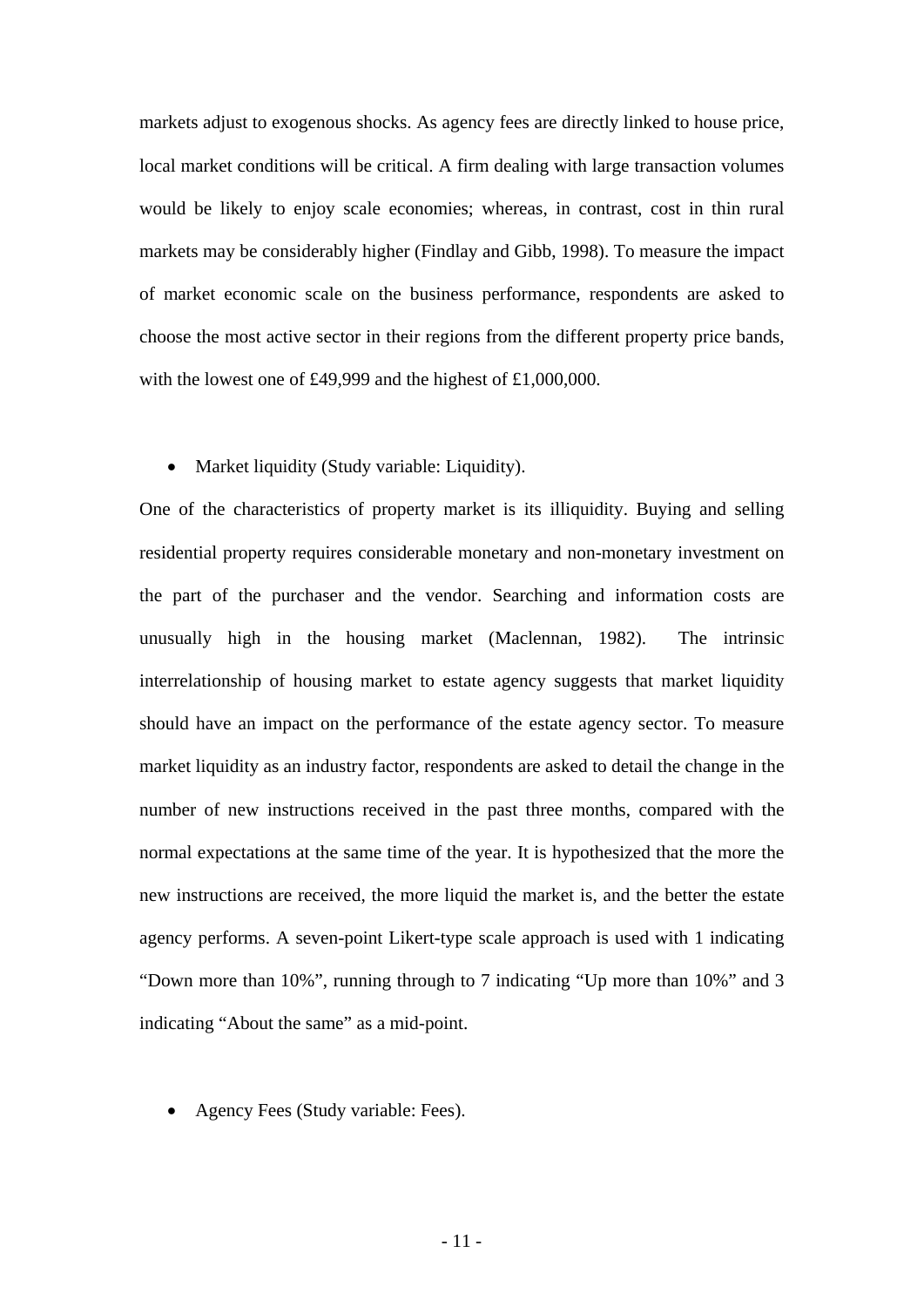markets adjust to exogenous shocks. As agency fees are directly linked to house price, local market conditions will be critical. A firm dealing with large transaction volumes would be likely to enjoy scale economies; whereas, in contrast, cost in thin rural markets may be considerably higher (Findlay and Gibb, 1998). To measure the impact of market economic scale on the business performance, respondents are asked to choose the most active sector in their regions from the different property price bands, with the lowest one of £49,999 and the highest of £1,000,000.

- Market liquidity (Study variable: Liquidity).

One of the characteristics of property market is its illiquidity. Buying and selling residential property requires considerable monetary and non-monetary investment on the part of the purchaser and the vendor. Searching and information costs are unusually high in the housing market (Maclennan, 1982). The intrinsic interrelationship of housing market to estate agency suggests that market liquidity should have an impact on the performance of the estate agency sector. To measure market liquidity as an industry factor, respondents are asked to detail the change in the number of new instructions received in the past three months, compared with the normal expectations at the same time of the year. It is hypothesized that the more the new instructions are received, the more liquid the market is, and the better the estate agency performs. A seven-point Likert-type scale approach is used with 1 indicating "Down more than 10%", running through to 7 indicating "Up more than 10%" and 3 indicating "About the same" as a mid-point.

- Agency Fees (Study variable: Fees).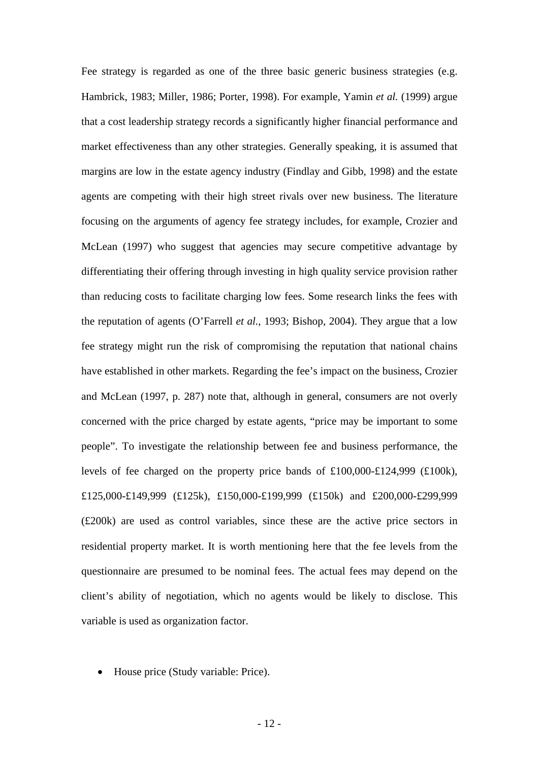Fee strategy is regarded as one of the three basic generic business strategies (e.g. Hambrick, 1983; Miller, 1986; Porter, 1998). For example, Yamin *et al.* (1999) argue that a cost leadership strategy records a significantly higher financial performance and market effectiveness than any other strategies. Generally speaking, it is assumed that margins are low in the estate agency industry (Findlay and Gibb, 1998) and the estate agents are competing with their high street rivals over new business. The literature focusing on the arguments of agency fee strategy includes, for example, Crozier and McLean (1997) who suggest that agencies may secure competitive advantage by differentiating their offering through investing in high quality service provision rather than reducing costs to facilitate charging low fees. Some research links the fees with the reputation of agents (O'Farrell *et al.*, 1993; Bishop, 2004). They argue that a low fee strategy might run the risk of compromising the reputation that national chains have established in other markets. Regarding the fee's impact on the business, Crozier and McLean (1997, p. 287) note that, although in general, consumers are not overly concerned with the price charged by estate agents, "price may be important to some people". To investigate the relationship between fee and business performance, the levels of fee charged on the property price bands of £100,000-£124,999 (£100k), £125,000-£149,999 (£125k), £150,000-£199,999 (£150k) and £200,000-£299,999 (£200k) are used as control variables, since these are the active price sectors in residential property market. It is worth mentioning here that the fee levels from the questionnaire are presumed to be nominal fees. The actual fees may depend on the client's ability of negotiation, which no agents would be likely to disclose. This variable is used as organization factor.

- House price (Study variable: Price).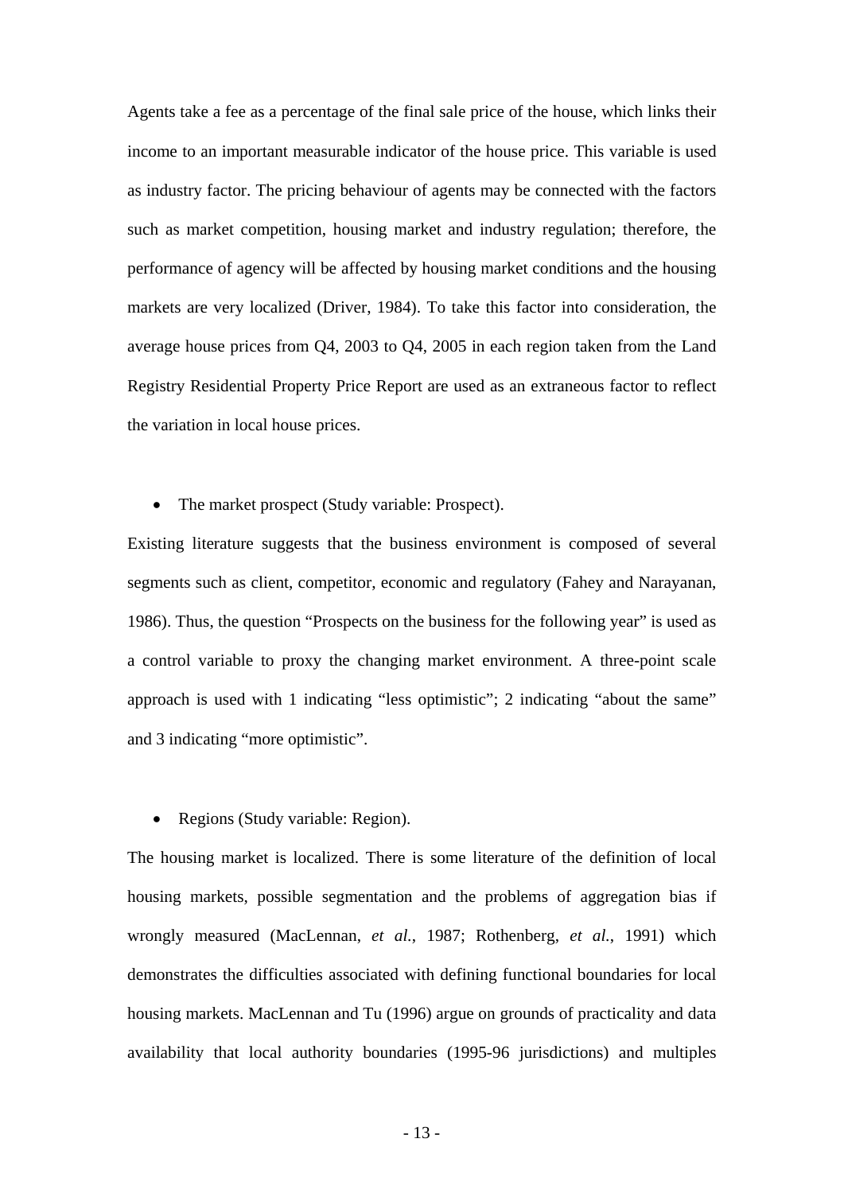Agents take a fee as a percentage of the final sale price of the house, which links their income to an important measurable indicator of the house price. This variable is used as industry factor. The pricing behaviour of agents may be connected with the factors such as market competition, housing market and industry regulation; therefore, the performance of agency will be affected by housing market conditions and the housing markets are very localized (Driver, 1984). To take this factor into consideration, the average house prices from Q4, 2003 to Q4, 2005 in each region taken from the Land Registry Residential Property Price Report are used as an extraneous factor to reflect the variation in local house prices.

- The market prospect (Study variable: Prospect).

Existing literature suggests that the business environment is composed of several segments such as client, competitor, economic and regulatory (Fahey and Narayanan, 1986). Thus, the question "Prospects on the business for the following year" is used as a control variable to proxy the changing market environment. A three-point scale approach is used with 1 indicating "less optimistic"; 2 indicating "about the same" and 3 indicating "more optimistic".

- Regions (Study variable: Region).

The housing market is localized. There is some literature of the definition of local housing markets, possible segmentation and the problems of aggregation bias if wrongly measured (MacLennan, *et al.*, 1987; Rothenberg, *et al.*, 1991) which demonstrates the difficulties associated with defining functional boundaries for local housing markets. MacLennan and Tu (1996) argue on grounds of practicality and data availability that local authority boundaries (1995-96 jurisdictions) and multiples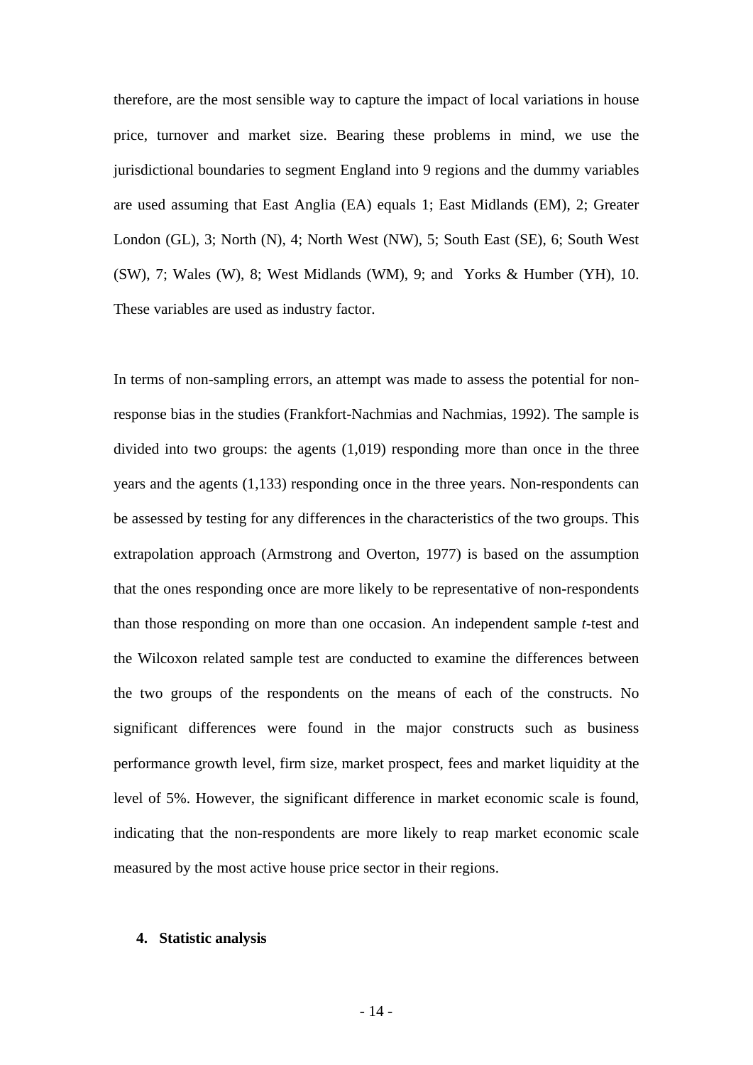therefore, are the most sensible way to capture the impact of local variations in house price, turnover and market size. Bearing these problems in mind, we use the jurisdictional boundaries to segment England into 9 regions and the dummy variables are used assuming that East Anglia (EA) equals 1; East Midlands (EM), 2; Greater London (GL), 3; North (N), 4; North West (NW), 5; South East (SE), 6; South West (SW), 7; Wales (W), 8; West Midlands (WM), 9; and Yorks & Humber (YH), 10. These variables are used as industry factor.

In terms of non-sampling errors, an attempt was made to assess the potential for non-response bias in the studies (Frankfort-Nachmias and Nachmias, 1992). The sample is divided into two groups: the agents (1,019) responding more than once in the three years and the agents (1,133) responding once in the three years. Non-respondents can be assessed by testing for any differences in the characteristics of the two groups. This extrapolation approach (Armstrong and Overton, 1977) is based on the assumption that the ones responding once are more likely to be representative of non-respondents than those responding on more than one occasion. An independent sample *t*-test and the Wilcoxon related sample test are conducted to examine the differences between the two groups of the respondents on the means of each of the constructs. No significant differences were found in the major constructs such as business performance growth level, firm size, market prospect, fees and market liquidity at the level of 5%. However, the significant difference in market economic scale is found, indicating that the non-respondents are more likely to reap market economic scale measured by the most active house price sector in their regions.

## 4. Statistic analysis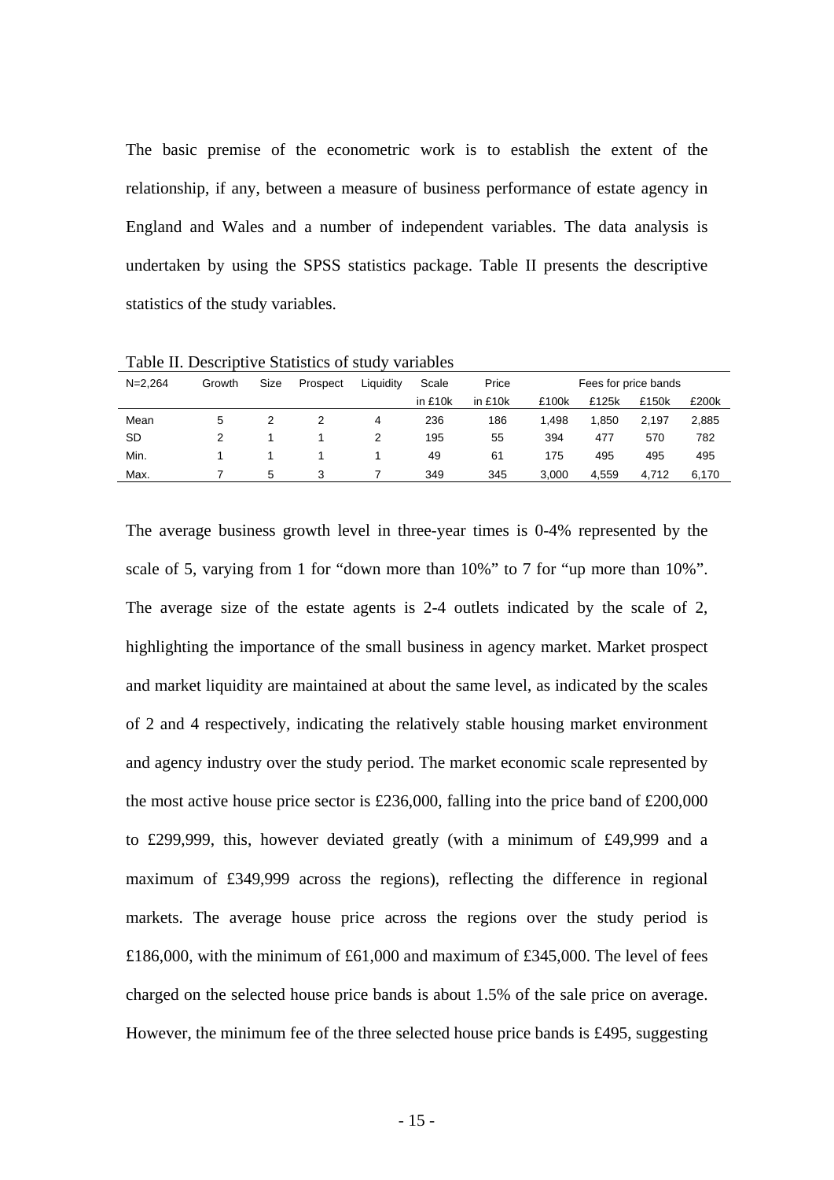The basic premise of the econometric work is to establish the extent of the relationship, if any, between a measure of business performance of estate agency in England and Wales and a number of independent variables. The data analysis is undertaken by using the SPSS statistics package. Table II presents the descriptive statistics of the study variables.

Table II. Descriptive Statistics of study variables

| N=2,264 | Growth | Size | Prospect | Liquidity | Scale | Price | Fees for price bands | | | |
|---|---|---|---|---|---|---|---|---|---|---|
| | | | | | in £10k | in £10k | £100k | £125k | £150k | £200k |
| Mean | 5 | 2 | 2 | 4 | 236 | 186 | 1,498 | 1,850 | 2,197 | 2,885 |
| SD | 2 | 1 | 1 | 2 | 195 | 55 | 394 | 477 | 570 | 782 |
| Min. | 1 | 1 | 1 | 1 | 49 | 61 | 175 | 495 | 495 | 495 |
| Max. | 7 | 5 | 3 | 7 | 349 | 345 | 3,000 | 4,559 | 4,712 | 6,170 |

The average business growth level in three-year times is 0-4% represented by the scale of 5, varying from 1 for "down more than 10%" to 7 for "up more than 10%". The average size of the estate agents is 2-4 outlets indicated by the scale of 2, highlighting the importance of the small business in agency market. Market prospect and market liquidity are maintained at about the same level, as indicated by the scales of 2 and 4 respectively, indicating the relatively stable housing market environment and agency industry over the study period. The market economic scale represented by the most active house price sector is £236,000, falling into the price band of £200,000 to £299,999, this, however deviated greatly (with a minimum of £49,999 and a maximum of £349,999 across the regions), reflecting the difference in regional markets. The average house price across the regions over the study period is £186,000, with the minimum of £61,000 and maximum of £345,000. The level of fees charged on the selected house price bands is about 1.5% of the sale price on average. However, the minimum fee of the three selected house price bands is £495, suggesting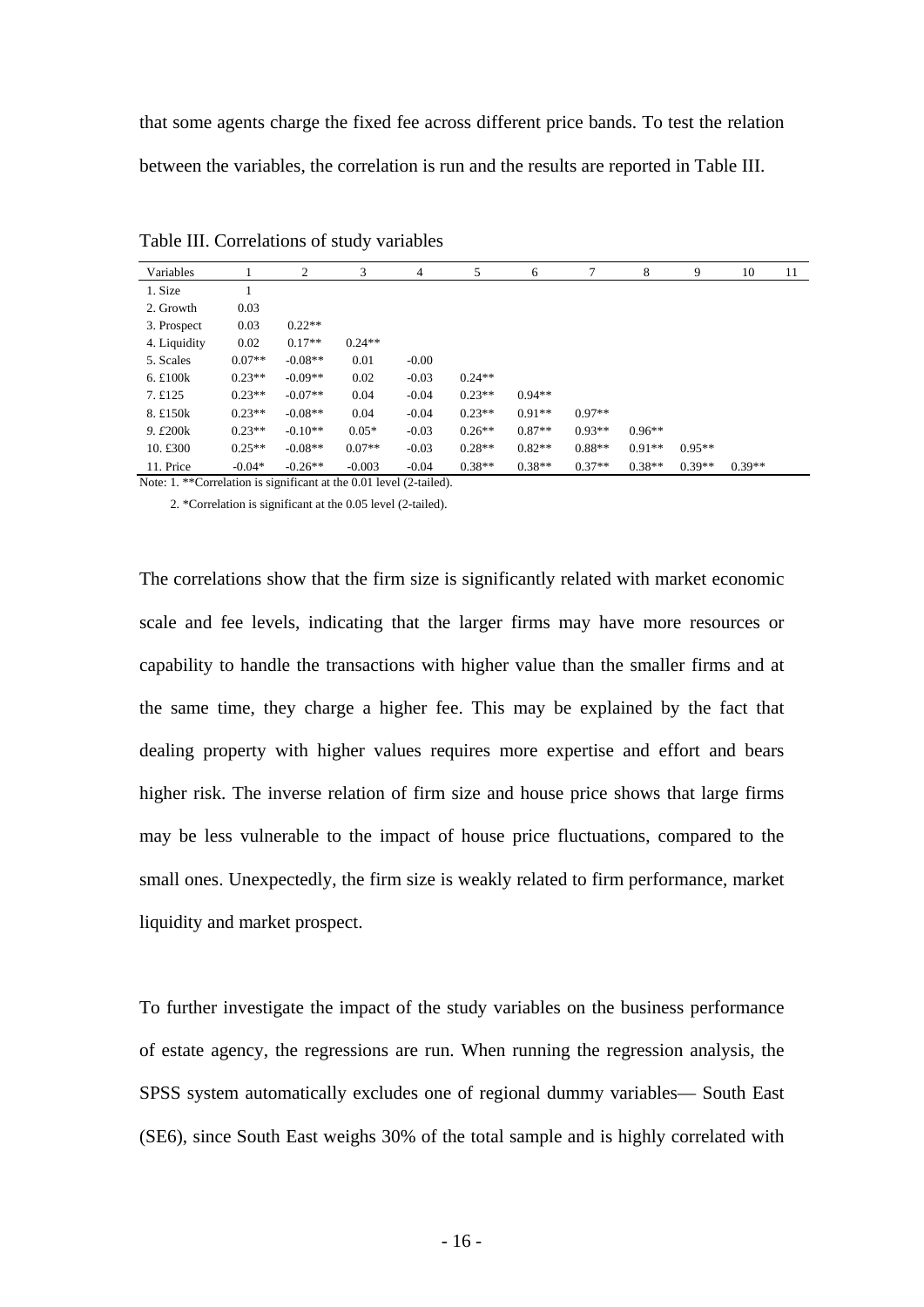that some agents charge the fixed fee across different price bands. To test the relation between the variables, the correlation is run and the results are reported in Table III.

Table III. Correlations of study variables

| Variables | 1 | 2 | 3 | 4 | 5 | 6 | 7 | 8 | 9 | 10 | 11 |
|---|---|---|---|---|---|---|---|---|---|---|---|
| 1. Size | 1 | | | | | | | | | | |
| 2. Growth | 0.03 | | | | | | | | | | |
| 3. Prospect | 0.03 | 0.22** | | | | | | | | | |
| 4. Liquidity | 0.02 | 0.17** | 0.24** | | | | | | | | |
| 5. Scales | 0.07** | -0.08** | 0.01 | -0.00 | | | | | | | |
| 6. £100k | 0.23** | -0.09** | 0.02 | -0.03 | 0.24** | | | | | | |
| 7. £125 | 0.23** | -0.07** | 0.04 | -0.04 | 0.23** | 0.94** | | | | | |
| 8. £150k | 0.23** | -0.08** | 0.04 | -0.04 | 0.23** | 0.91** | 0.97** | | | | |
| 9. £200k | 0.23** | -0.10** | 0.05* | -0.03 | 0.26** | 0.87** | 0.93** | 0.96** | | | |
| 10. £300 | 0.25** | -0.08** | 0.07** | -0.03 | 0.28** | 0.82** | 0.88** | 0.91** | 0.95** | | |
| 11. Price | -0.04* | -0.26** | -0.003 | -0.04 | 0.38** | 0.38** | 0.37** | 0.38** | 0.39** | 0.39** | |

Note: 1. **Correlation is significant at the 0.01 level (2-tailed).

2. *Correlation is significant at the 0.05 level (2-tailed).

The correlations show that the firm size is significantly related with market economic scale and fee levels, indicating that the larger firms may have more resources or capability to handle the transactions with higher value than the smaller firms and at the same time, they charge a higher fee. This may be explained by the fact that dealing property with higher values requires more expertise and effort and bears higher risk. The inverse relation of firm size and house price shows that large firms may be less vulnerable to the impact of house price fluctuations, compared to the small ones. Unexpectedly, the firm size is weakly related to firm performance, market liquidity and market prospect.

To further investigate the impact of the study variables on the business performance of estate agency, the regressions are run. When running the regression analysis, the SPSS system automatically excludes one of regional dummy variables— South East (SE6), since South East weighs 30% of the total sample and is highly correlated with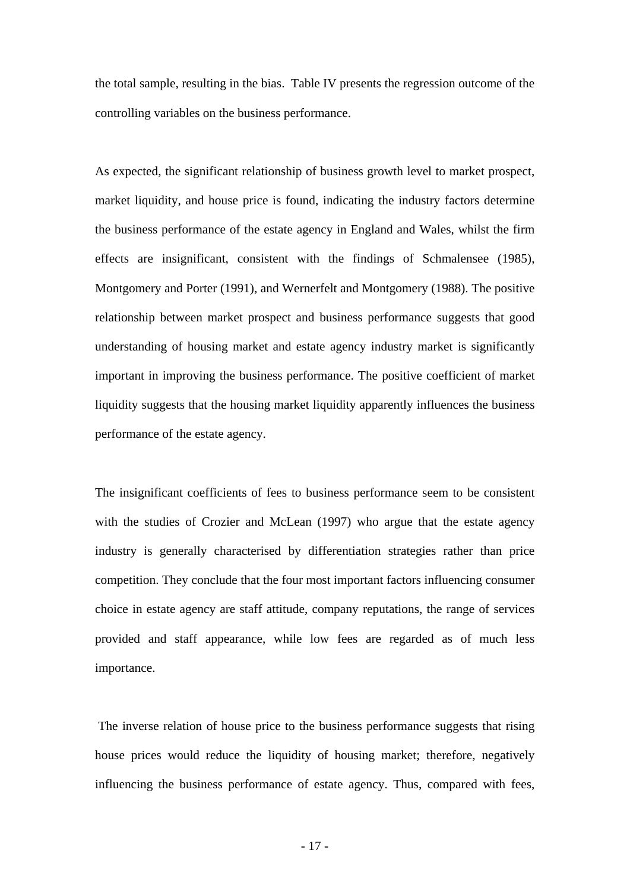the total sample, resulting in the bias. Table IV presents the regression outcome of the controlling variables on the business performance.

As expected, the significant relationship of business growth level to market prospect, market liquidity, and house price is found, indicating the industry factors determine the business performance of the estate agency in England and Wales, whilst the firm effects are insignificant, consistent with the findings of Schmalensee (1985), Montgomery and Porter (1991), and Wernerfelt and Montgomery (1988). The positive relationship between market prospect and business performance suggests that good understanding of housing market and estate agency industry market is significantly important in improving the business performance. The positive coefficient of market liquidity suggests that the housing market liquidity apparently influences the business performance of the estate agency.

The insignificant coefficients of fees to business performance seem to be consistent with the studies of Crozier and McLean (1997) who argue that the estate agency industry is generally characterised by differentiation strategies rather than price competition. They conclude that the four most important factors influencing consumer choice in estate agency are staff attitude, company reputations, the range of services provided and staff appearance, while low fees are regarded as of much less importance.

The inverse relation of house price to the business performance suggests that rising house prices would reduce the liquidity of housing market; therefore, negatively influencing the business performance of estate agency. Thus, compared with fees,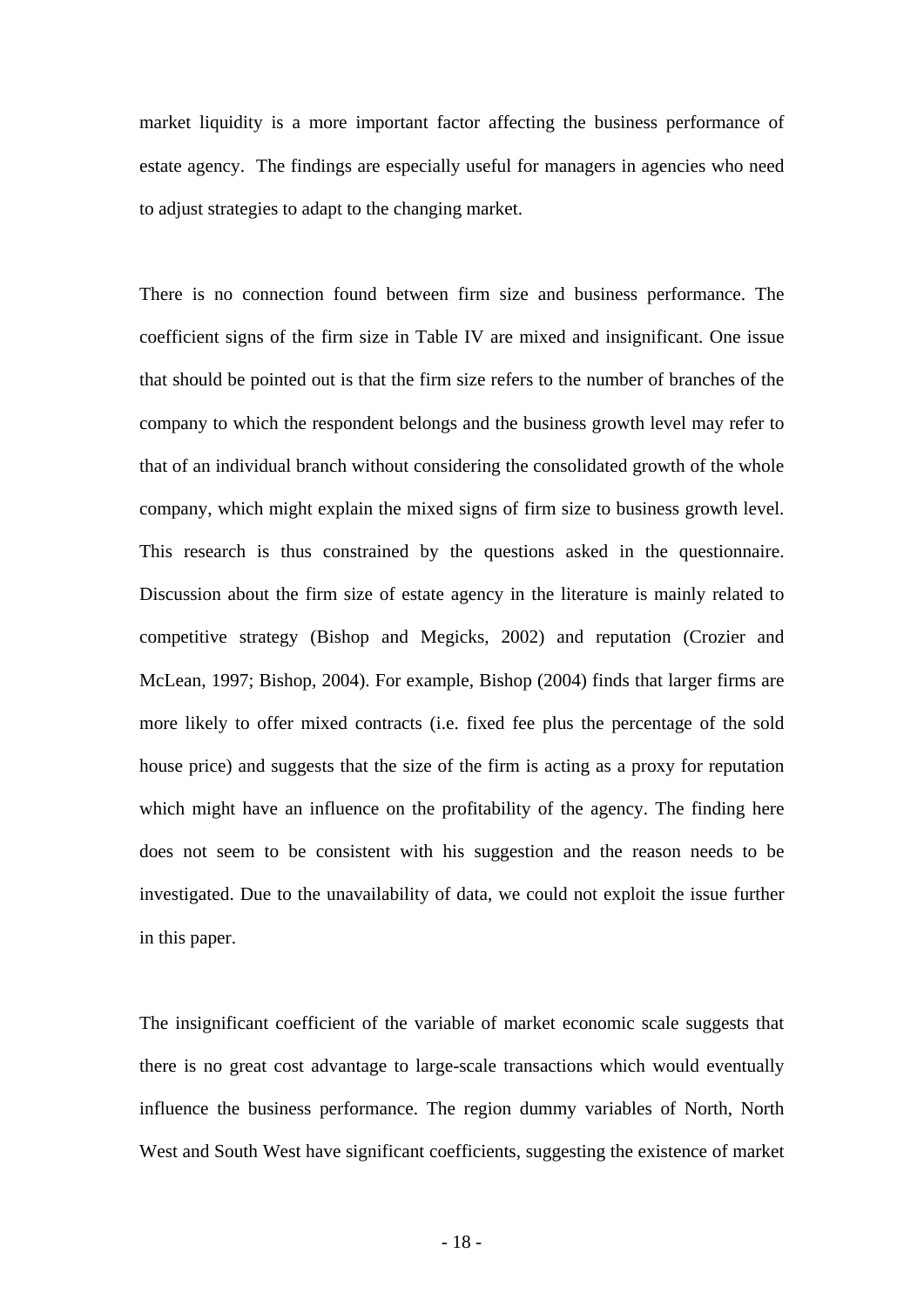market liquidity is a more important factor affecting the business performance of estate agency. The findings are especially useful for managers in agencies who need to adjust strategies to adapt to the changing market.

There is no connection found between firm size and business performance. The coefficient signs of the firm size in Table IV are mixed and insignificant. One issue that should be pointed out is that the firm size refers to the number of branches of the company to which the respondent belongs and the business growth level may refer to that of an individual branch without considering the consolidated growth of the whole company, which might explain the mixed signs of firm size to business growth level. This research is thus constrained by the questions asked in the questionnaire. Discussion about the firm size of estate agency in the literature is mainly related to competitive strategy (Bishop and Megicks, 2002) and reputation (Crozier and McLean, 1997; Bishop, 2004). For example, Bishop (2004) finds that larger firms are more likely to offer mixed contracts (i.e. fixed fee plus the percentage of the sold house price) and suggests that the size of the firm is acting as a proxy for reputation which might have an influence on the profitability of the agency. The finding here does not seem to be consistent with his suggestion and the reason needs to be investigated. Due to the unavailability of data, we could not exploit the issue further in this paper.

The insignificant coefficient of the variable of market economic scale suggests that there is no great cost advantage to large-scale transactions which would eventually influence the business performance. The region dummy variables of North, North West and South West have significant coefficients, suggesting the existence of market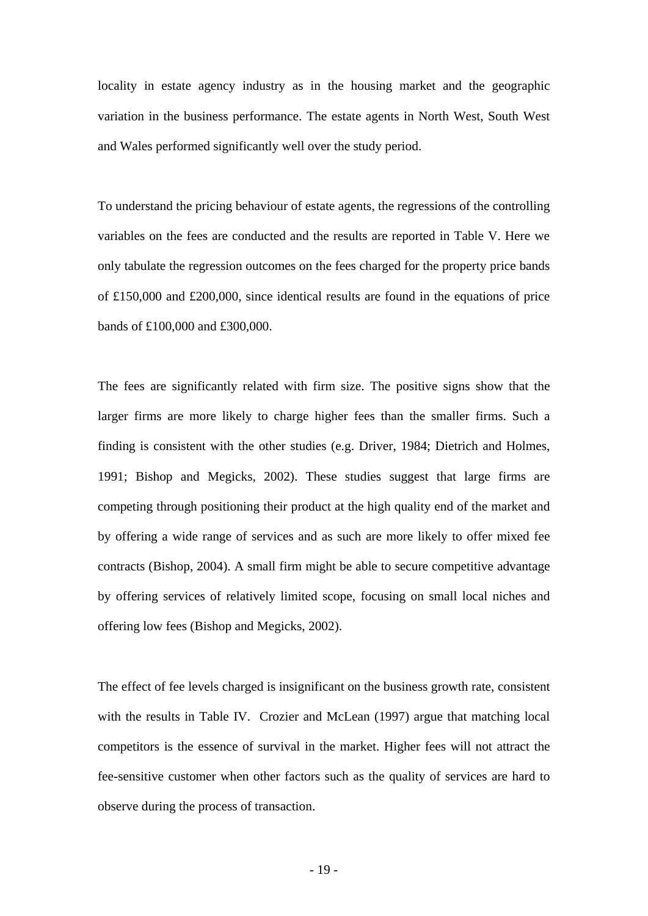locality in estate agency industry as in the housing market and the geographic variation in the business performance. The estate agents in North West, South West and Wales performed significantly well over the study period.

To understand the pricing behaviour of estate agents, the regressions of the controlling variables on the fees are conducted and the results are reported in Table V. Here we only tabulate the regression outcomes on the fees charged for the property price bands of £150,000 and £200,000, since identical results are found in the equations of price bands of £100,000 and £300,000.

The fees are significantly related with firm size. The positive signs show that the larger firms are more likely to charge higher fees than the smaller firms. Such a finding is consistent with the other studies (e.g. Driver, 1984; Dietrich and Holmes, 1991; Bishop and Megicks, 2002). These studies suggest that large firms are competing through positioning their product at the high quality end of the market and by offering a wide range of services and as such are more likely to offer mixed fee contracts (Bishop, 2004). A small firm might be able to secure competitive advantage by offering services of relatively limited scope, focusing on small local niches and offering low fees (Bishop and Megicks, 2002).

The effect of fee levels charged is insignificant on the business growth rate, consistent with the results in Table IV. Crozier and McLean (1997) argue that matching local competitors is the essence of survival in the market. Higher fees will not attract the fee-sensitive customer when other factors such as the quality of services are hard to observe during the process of transaction.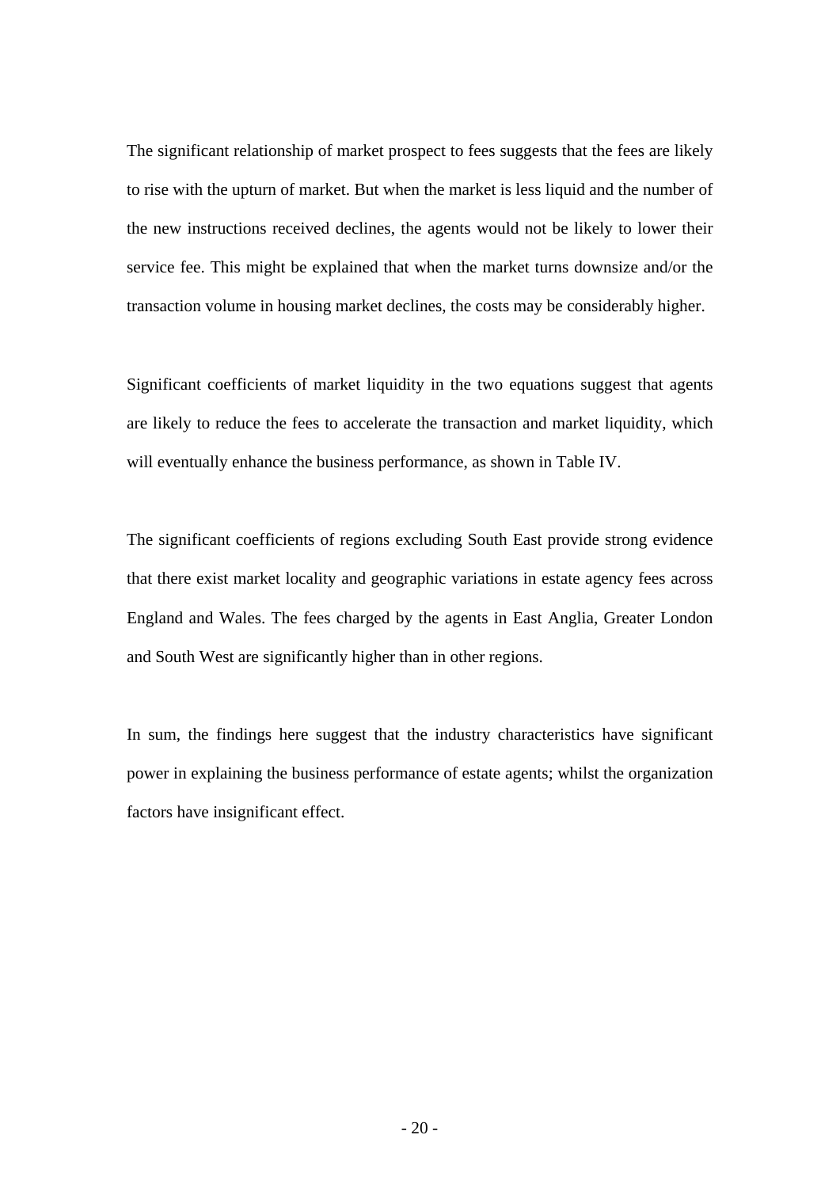The significant relationship of market prospect to fees suggests that the fees are likely to rise with the upturn of market. But when the market is less liquid and the number of the new instructions received declines, the agents would not be likely to lower their service fee. This might be explained that when the market turns downsize and/or the transaction volume in housing market declines, the costs may be considerably higher.

Significant coefficients of market liquidity in the two equations suggest that agents are likely to reduce the fees to accelerate the transaction and market liquidity, which will eventually enhance the business performance, as shown in Table IV.

The significant coefficients of regions excluding South East provide strong evidence that there exist market locality and geographic variations in estate agency fees across England and Wales. The fees charged by the agents in East Anglia, Greater London and South West are significantly higher than in other regions.

In sum, the findings here suggest that the industry characteristics have significant power in explaining the business performance of estate agents; whilst the organization factors have insignificant effect.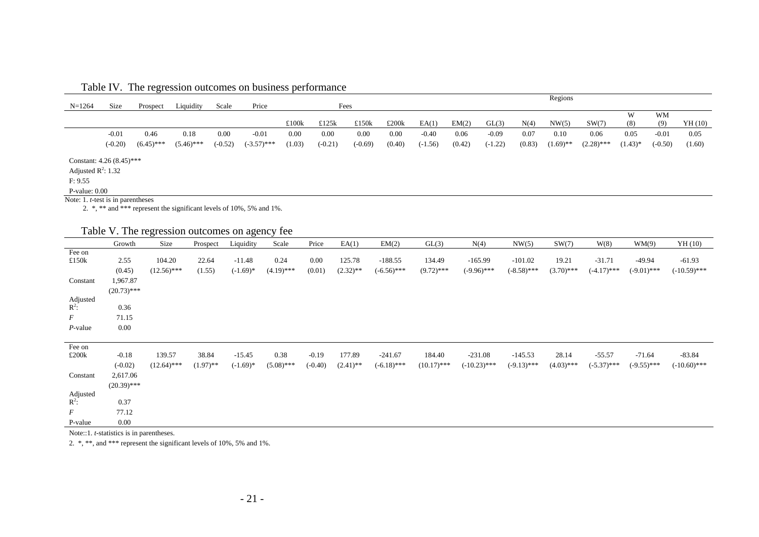## Table IV. The regression outcomes on business performance

| N=1264 | Size | Prospect | Liquidity | Scale | Price | Fees | | | | Regions | | | | | | | | | |
|---|---|---|---|---|---|---|---|---|---|---|---|---|---|---|---|---|---|---|---|
| | | | | | | £100k | £125k | £150k | £200k | EA(1) | EM(2) | GL(3) | N(4) | NW(5) | SW(7) | W (8) | WM (9) | YH (10) |
| | -0.01 | 0.46 | 0.18 | 0.00 | -0.01 | 0.00 | 0.00 | 0.00 | 0.00 | -0.40 | 0.06 | -0.09 | 0.07 | 0.10 | 0.06 | 0.05 | -0.01 | 0.05 |
| | (-0.20) | (6.45)*** | (5.46)*** | (-0.52) | (-3.57)*** | (1.03) | (-0.21) | (-0.69) | (0.40) | (-1.56) | (0.42) | (-1.22) | (0.83) | (1.69)** | (2.28)*** | (1.43)* | (-0.50) | (1.60) |

Constant: 4.26 (8.45)***

Adjusted $R^2$: 1.32

F: 9.55

P-value: 0.00

Note: 1. *t*-test is in parentheses

2. *, ** and *** represent the significant levels of 10%, 5% and 1%.

## Table V. The regression outcomes on agency fee

| | Growth | Size | Prospect | Liquidity | Scale | Price | EA(1) | EM(2) | GL(3) | N(4) | NW(5) | SW(7) | W(8) | WM(9) | YH (10) |
|---|---|---|---|---|---|---|---|---|---|---|---|---|---|---|---|
| Fee on £150k | 2.55 | 104.20 | 22.64 | -11.48 | 0.24 | 0.00 | 125.78 | -188.55 | 134.49 | -165.99 | -101.02 | 19.21 | -31.71 | -49.94 | -61.93 |
| | (0.45) | (12.56)*** | (1.55) | (-1.69)* | (4.19)*** | (0.01) | (2.32)** | (-6.56)*** | (9.72)*** | (-9.96)*** | (-8.58)*** | (3.70)*** | (-4.17)*** | (-9.01)*** | (-10.59)*** |
| Constant | 1,967.87 | | | | | | | | | | | | | | |
| | (20.73)*** | | | | | | | | | | | | | | |
| Adjusted $R^2$: | 0.36 | | | | | | | | | | | | | | |
| *F* | 71.15 | | | | | | | | | | | | | | |
| *P*-value | 0.00 | | | | | | | | | | | | | | |
| Fee on £200k | -0.18 | 139.57 | 38.84 | -15.45 | 0.38 | -0.19 | 177.89 | -241.67 | 184.40 | -231.08 | -145.53 | 28.14 | -55.57 | -71.64 | -83.84 |
| | (-0.02) | (12.64)*** | (1.97)** | (-1.69)* | (5.08)*** | (-0.40) | (2.41)** | (-6.18)*** | (10.17)*** | (-10.23)*** | (-9.13)*** | (4.03)*** | (-5.37)*** | (-9.55)*** | (-10.60)*** |
| Constant | 2,617.06 | | | | | | | | | | | | | | |
| | (20.39)*** | | | | | | | | | | | | | | |
| Adjusted $R^2$: | 0.37 | | | | | | | | | | | | | | |
| *F* | 77.12 | | | | | | | | | | | | | | |
| P-value | 0.00 | | | | | | | | | | | | | | |

Note::1. *t*-statistics is in parentheses.

2. *, **, and *** represent the significant levels of 10%, 5% and 1%.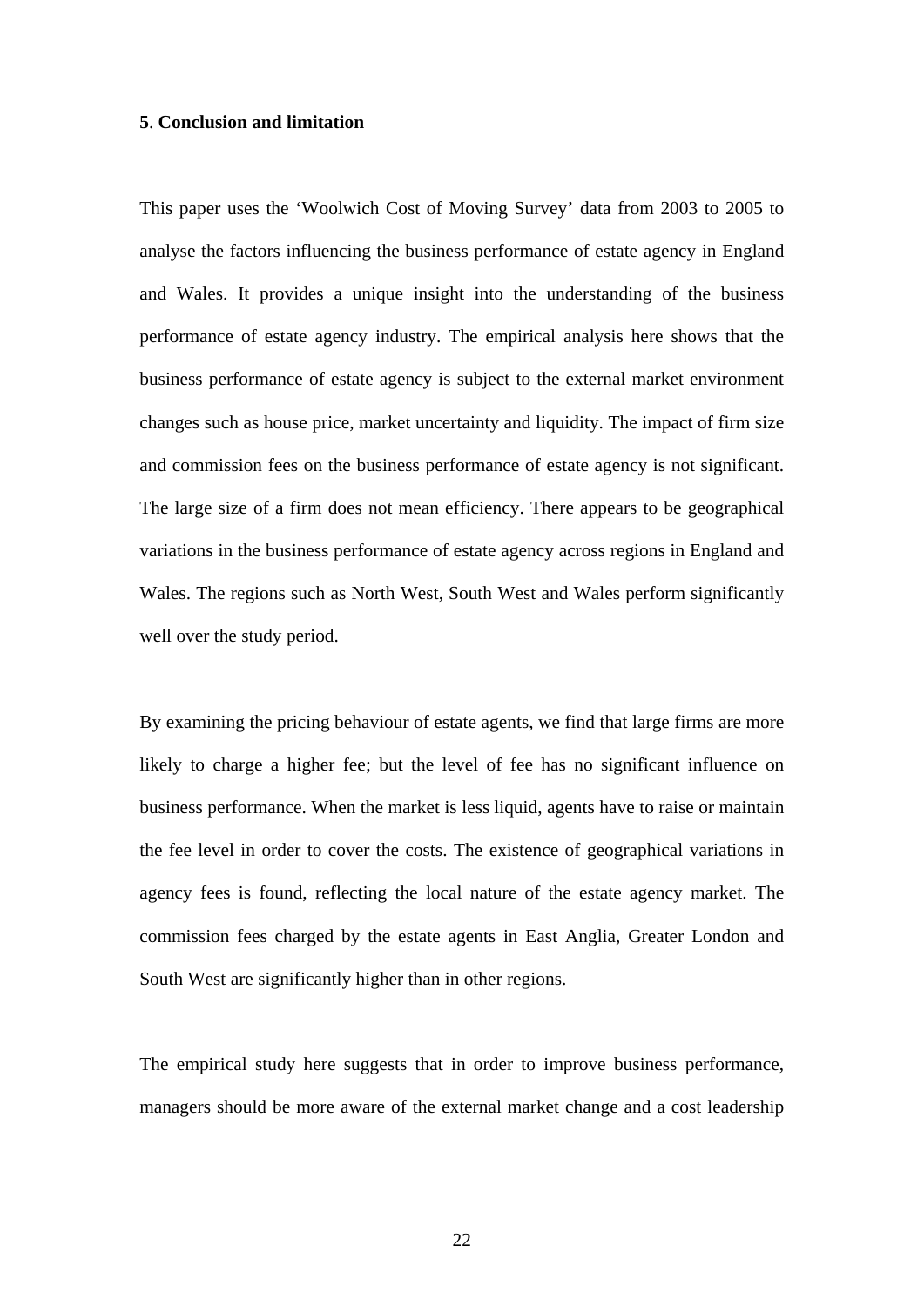## 5. Conclusion and limitation

This paper uses the 'Woolwich Cost of Moving Survey' data from 2003 to 2005 to analyse the factors influencing the business performance of estate agency in England and Wales. It provides a unique insight into the understanding of the business performance of estate agency industry. The empirical analysis here shows that the business performance of estate agency is subject to the external market environment changes such as house price, market uncertainty and liquidity. The impact of firm size and commission fees on the business performance of estate agency is not significant. The large size of a firm does not mean efficiency. There appears to be geographical variations in the business performance of estate agency across regions in England and Wales. The regions such as North West, South West and Wales perform significantly well over the study period.

By examining the pricing behaviour of estate agents, we find that large firms are more likely to charge a higher fee; but the level of fee has no significant influence on business performance. When the market is less liquid, agents have to raise or maintain the fee level in order to cover the costs. The existence of geographical variations in agency fees is found, reflecting the local nature of the estate agency market. The commission fees charged by the estate agents in East Anglia, Greater London and South West are significantly higher than in other regions.

The empirical study here suggests that in order to improve business performance, managers should be more aware of the external market change and a cost leadership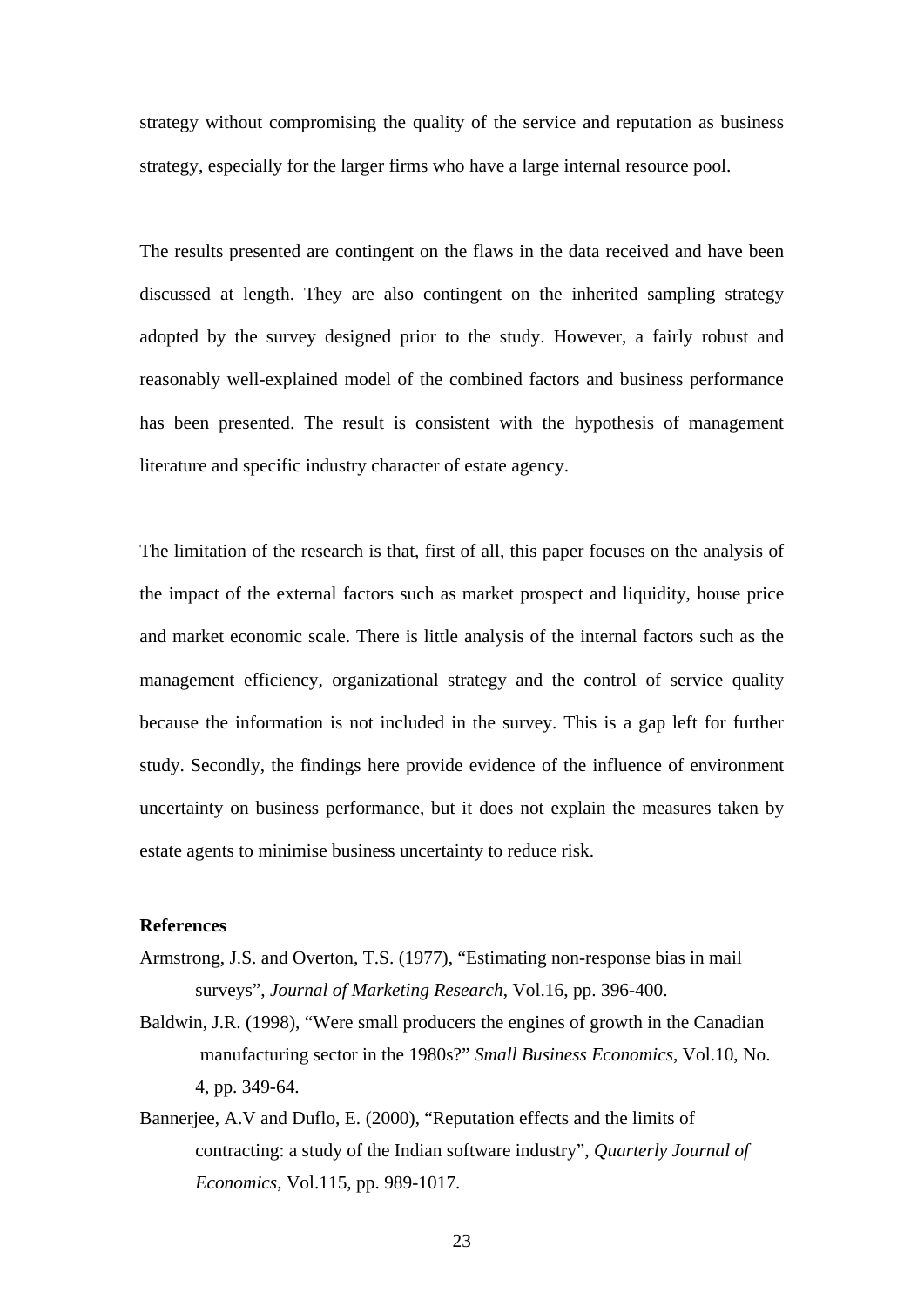strategy without compromising the quality of the service and reputation as business strategy, especially for the larger firms who have a large internal resource pool.

The results presented are contingent on the flaws in the data received and have been discussed at length. They are also contingent on the inherited sampling strategy adopted by the survey designed prior to the study. However, a fairly robust and reasonably well-explained model of the combined factors and business performance has been presented. The result is consistent with the hypothesis of management literature and specific industry character of estate agency.

The limitation of the research is that, first of all, this paper focuses on the analysis of the impact of the external factors such as market prospect and liquidity, house price and market economic scale. There is little analysis of the internal factors such as the management efficiency, organizational strategy and the control of service quality because the information is not included in the survey. This is a gap left for further study. Secondly, the findings here provide evidence of the influence of environment uncertainty on business performance, but it does not explain the measures taken by estate agents to minimise business uncertainty to reduce risk.

**References**

Armstrong, J.S. and Overton, T.S. (1977), "Estimating non-response bias in mail surveys", *Journal of Marketing Research*, Vol.16, pp. 396-400.

Baldwin, J.R. (1998), "Were small producers the engines of growth in the Canadian manufacturing sector in the 1980s?" *Small Business Economics*, Vol.10, No. 4, pp. 349-64.

Bannerjee, A.V and Duflo, E. (2000), "Reputation effects and the limits of contracting: a study of the Indian software industry", *Quarterly Journal of Economics,* Vol.115, pp. 989-1017.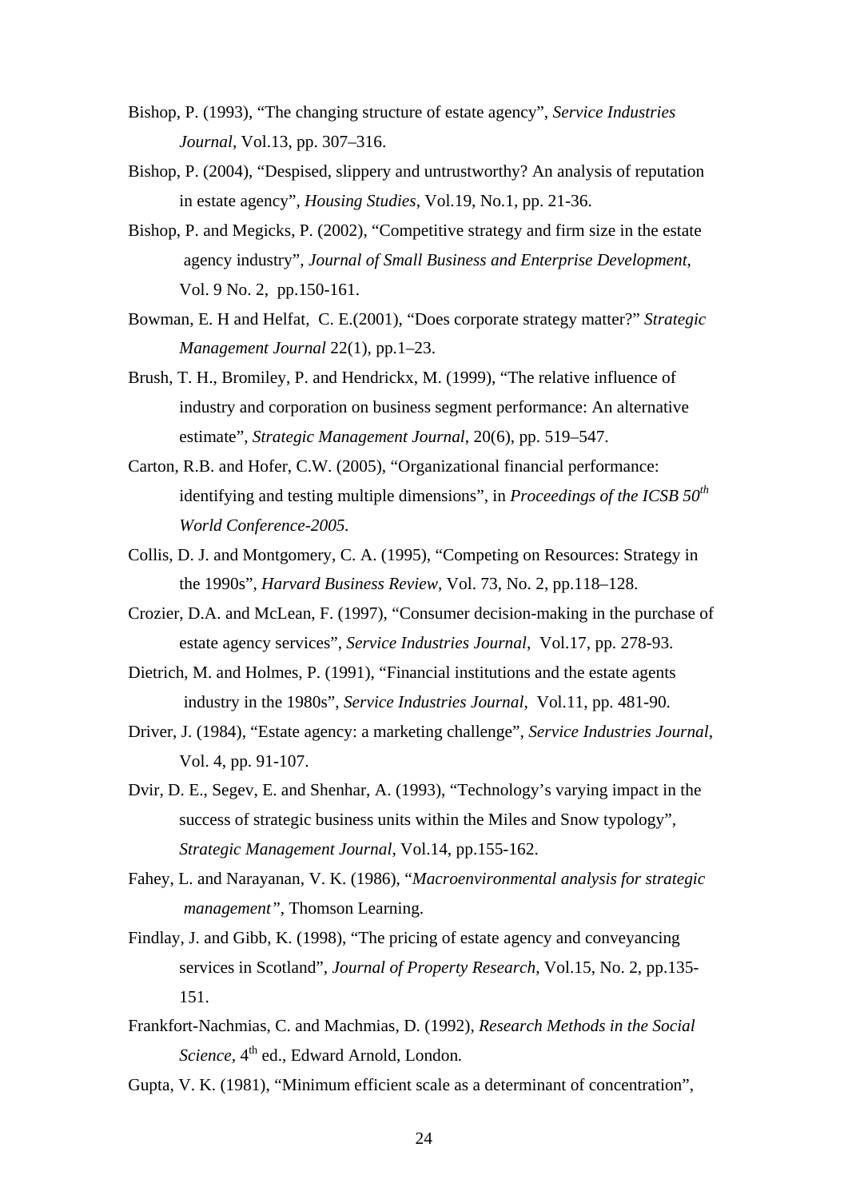Bishop, P. (1993), "The changing structure of estate agency", *Service Industries Journal*, Vol.13, pp. 307–316.

Bishop, P. (2004), "Despised, slippery and untrustworthy? An analysis of reputation in estate agency", *Housing Studies*, Vol.19, No.1, pp. 21-36.

Bishop, P. and Megicks, P. (2002), "Competitive strategy and firm size in the estate agency industry", *Journal of Small Business and Enterprise Development*, Vol. 9 No. 2, pp.150-161.

Bowman, E. H and Helfat, C. E.(2001), "Does corporate strategy matter?" *Strategic Management Journal* 22(1), pp.1–23.

Brush, T. H., Bromiley, P. and Hendrickx, M. (1999), "The relative influence of industry and corporation on business segment performance: An alternative estimate", *Strategic Management Journal*, 20(6), pp. 519–547.

Carton, R.B. and Hofer, C.W. (2005), "Organizational financial performance: identifying and testing multiple dimensions", in *Proceedings of the ICSB 50th World Conference-2005.*

Collis, D. J. and Montgomery, C. A. (1995), "Competing on Resources: Strategy in the 1990s", *Harvard Business Review*, Vol. 73, No. 2, pp.118–128.

Crozier, D.A. and McLean, F. (1997), "Consumer decision-making in the purchase of estate agency services", *Service Industries Journal*, Vol.17, pp. 278-93.

Dietrich, M. and Holmes, P. (1991), "Financial institutions and the estate agents industry in the 1980s", *Service Industries Journal*, Vol.11, pp. 481-90.

Driver, J. (1984), "Estate agency: a marketing challenge", *Service Industries Journal*, Vol. 4, pp. 91-107.

Dvir, D. E., Segev, E. and Shenhar, A. (1993), "Technology's varying impact in the success of strategic business units within the Miles and Snow typology", *Strategic Management Journal*, Vol.14, pp.155-162.

Fahey, L. and Narayanan, V. K. (1986), "*Macroenvironmental analysis for strategic management"*, Thomson Learning.

Findlay, J. and Gibb, K. (1998), "The pricing of estate agency and conveyancing services in Scotland", *Journal of Property Research*, Vol.15, No. 2, pp.135-151.

Frankfort-Nachmias, C. and Machmias, D. (1992), *Research Methods in the Social Science*, 4th ed., Edward Arnold, London.

Gupta, V. K. (1981), "Minimum efficient scale as a determinant of concentration",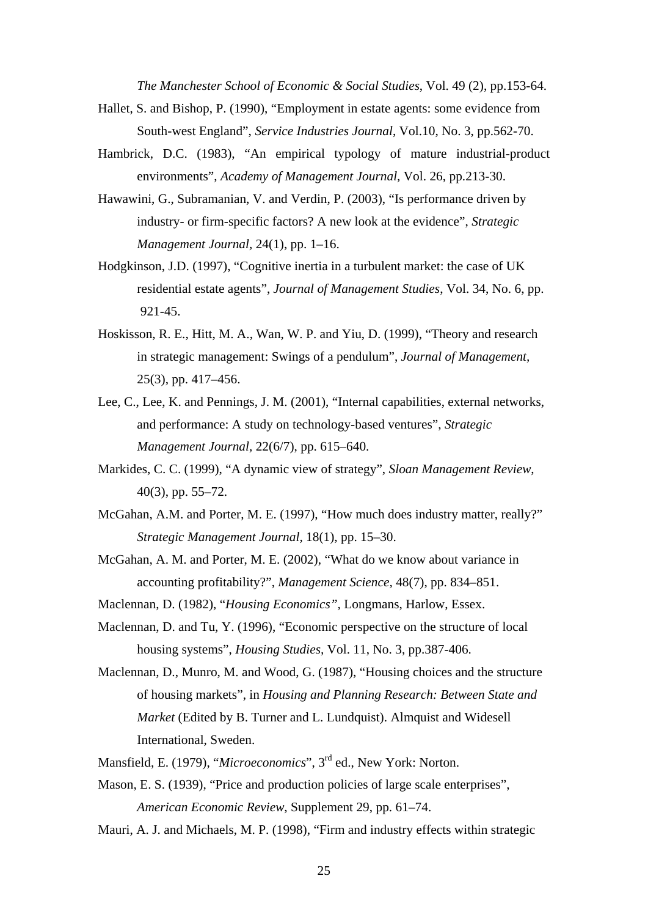*The Manchester School of Economic & Social Studies*, Vol. 49 (2), pp.153-64.

Hallet, S. and Bishop, P. (1990), “Employment in estate agents: some evidence from South-west England”, *Service Industries Journal*, Vol.10, No. 3, pp.562-70.

Hambrick, D.C. (1983), “An empirical typology of mature industrial-product environments”, *Academy of Management Journal*, Vol. 26, pp.213-30.

Hawawini, G., Subramanian, V. and Verdin, P. (2003), “Is performance driven by industry- or firm-specific factors? A new look at the evidence”, *Strategic Management Journal*, 24(1), pp. 1–16.

Hodgkinson, J.D. (1997), “Cognitive inertia in a turbulent market: the case of UK residential estate agents”, *Journal of Management Studies*, Vol. 34, No. 6, pp. 921-45.

Hoskisson, R. E., Hitt, M. A., Wan, W. P. and Yiu, D. (1999), “Theory and research in strategic management: Swings of a pendulum”, *Journal of Management*, 25(3), pp. 417–456.

Lee, C., Lee, K. and Pennings, J. M. (2001), “Internal capabilities, external networks, and performance: A study on technology-based ventures”, *Strategic Management Journal*, 22(6/7), pp. 615–640.

Markides, C. C. (1999), “A dynamic view of strategy”, *Sloan Management Review*, 40(3), pp. 55–72.

McGahan, A.M. and Porter, M. E. (1997), “How much does industry matter, really?” *Strategic Management Journal*, 18(1), pp. 15–30.

McGahan, A. M. and Porter, M. E. (2002), “What do we know about variance in accounting profitability?”, *Management Science*, 48(7), pp. 834–851.

Maclennan, D. (1982), “*Housing Economics”*, Longmans, Harlow, Essex.

Maclennan, D. and Tu, Y. (1996), “Economic perspective on the structure of local housing systems”, *Housing Studies*, Vol. 11, No. 3, pp.387-406.

Maclennan, D., Munro, M. and Wood, G. (1987), “Housing choices and the structure of housing markets”, in *Housing and Planning Research: Between State and Market* (Edited by B. Turner and L. Lundquist). Almquist and Widesell International, Sweden.

Mansfield, E. (1979), “*Microeconomics*”, 3rd ed., New York: Norton.

Mason, E. S. (1939), “Price and production policies of large scale enterprises”, *American Economic Review*, Supplement 29, pp. 61–74.

Mauri, A. J. and Michaels, M. P. (1998), “Firm and industry effects within strategic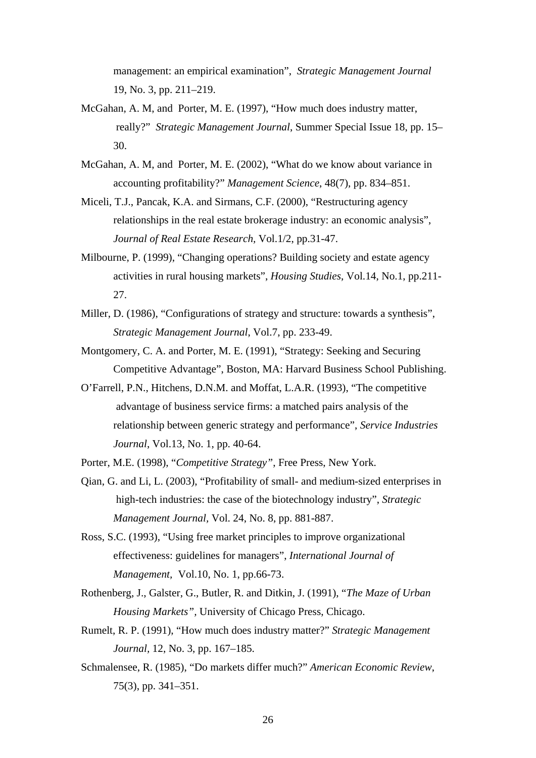management: an empirical examination", *Strategic Management Journal* 19, No. 3, pp. 211–219.

McGahan, A. M, and Porter, M. E. (1997), "How much does industry matter, really?" *Strategic Management Journal*, Summer Special Issue 18, pp. 15–30.

McGahan, A. M, and Porter, M. E. (2002), "What do we know about variance in accounting profitability?" *Management Science*, 48(7), pp. 834–851.

Miceli, T.J., Pancak, K.A. and Sirmans, C.F. (2000), "Restructuring agency relationships in the real estate brokerage industry: an economic analysis", *Journal of Real Estate Research*, Vol.1/2, pp.31-47.

Milbourne, P. (1999), "Changing operations? Building society and estate agency activities in rural housing markets", *Housing Studies*, Vol.14, No.1, pp.211-27.

Miller, D. (1986), "Configurations of strategy and structure: towards a synthesis", *Strategic Management Journal*, Vol.7, pp. 233-49.

Montgomery, C. A. and Porter, M. E. (1991), "Strategy: Seeking and Securing Competitive Advantage", Boston, MA: Harvard Business School Publishing.

O'Farrell, P.N., Hitchens, D.N.M. and Moffat, L.A.R. (1993), "The competitive advantage of business service firms: a matched pairs analysis of the relationship between generic strategy and performance", *Service Industries Journal*, Vol.13, No. 1, pp. 40-64.

Porter, M.E. (1998), "*Competitive Strategy"*, Free Press, New York.

Qian, G. and Li, L. (2003), "Profitability of small- and medium-sized enterprises in high-tech industries: the case of the biotechnology industry", *Strategic Management Journal*, Vol. 24, No. 8, pp. 881-887.

Ross, S.C. (1993), "Using free market principles to improve organizational effectiveness: guidelines for managers", *International Journal of Management*, Vol.10, No. 1, pp.66-73.

Rothenberg, J., Galster, G., Butler, R. and Ditkin, J. (1991), "*The Maze of Urban Housing Markets"*, University of Chicago Press, Chicago.

Rumelt, R. P. (1991), "How much does industry matter?" *Strategic Management Journal*, 12, No. 3, pp. 167–185.

Schmalensee, R. (1985), "Do markets differ much?" *American Economic Review*, 75(3), pp. 341–351.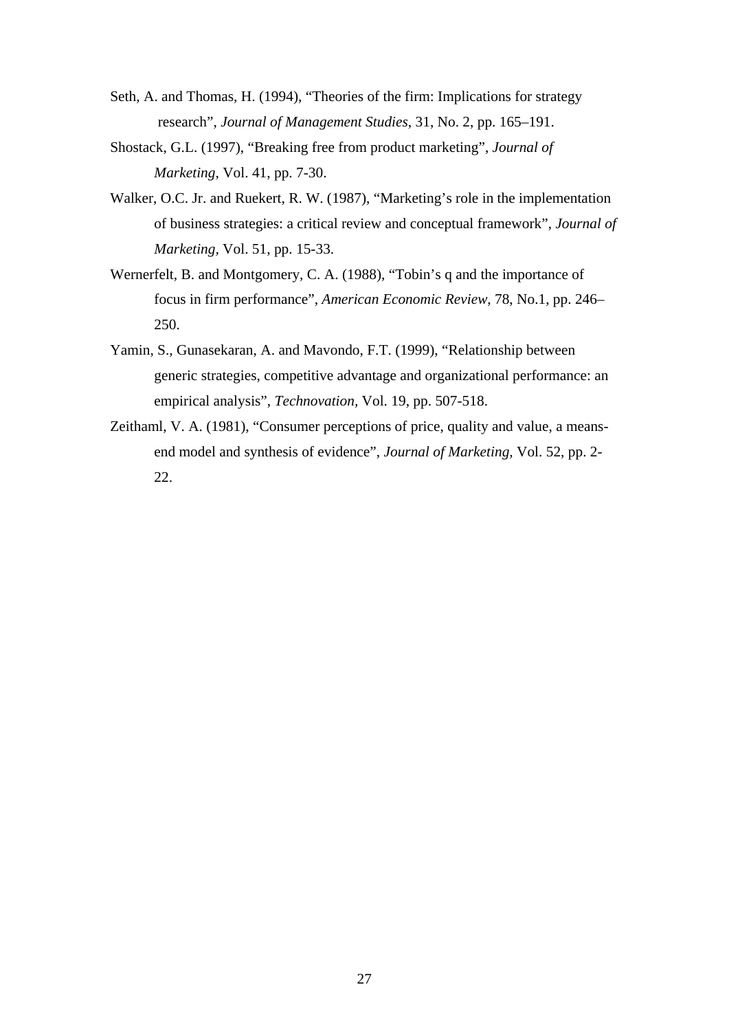Seth, A. and Thomas, H. (1994), "Theories of the firm: Implications for strategy research", *Journal of Management Studies*, 31, No. 2, pp. 165–191.

Shostack, G.L. (1997), "Breaking free from product marketing", *Journal of Marketing,* Vol. 41, pp. 7-30.

Walker, O.C. Jr. and Ruekert, R. W. (1987), "Marketing's role in the implementation of business strategies: a critical review and conceptual framework", *Journal of Marketing,* Vol. 51, pp. 15-33.

Wernerfelt, B. and Montgomery, C. A. (1988), "Tobin's q and the importance of focus in firm performance", *American Economic Review*, 78, No.1, pp. 246–250.

Yamin, S., Gunasekaran, A. and Mavondo, F.T. (1999), "Relationship between generic strategies, competitive advantage and organizational performance: an empirical analysis", *Technovation*, Vol. 19, pp. 507-518.

Zeithaml, V. A. (1981), "Consumer perceptions of price, quality and value, a means-end model and synthesis of evidence", *Journal of Marketing,* Vol. 52, pp. 2-22.